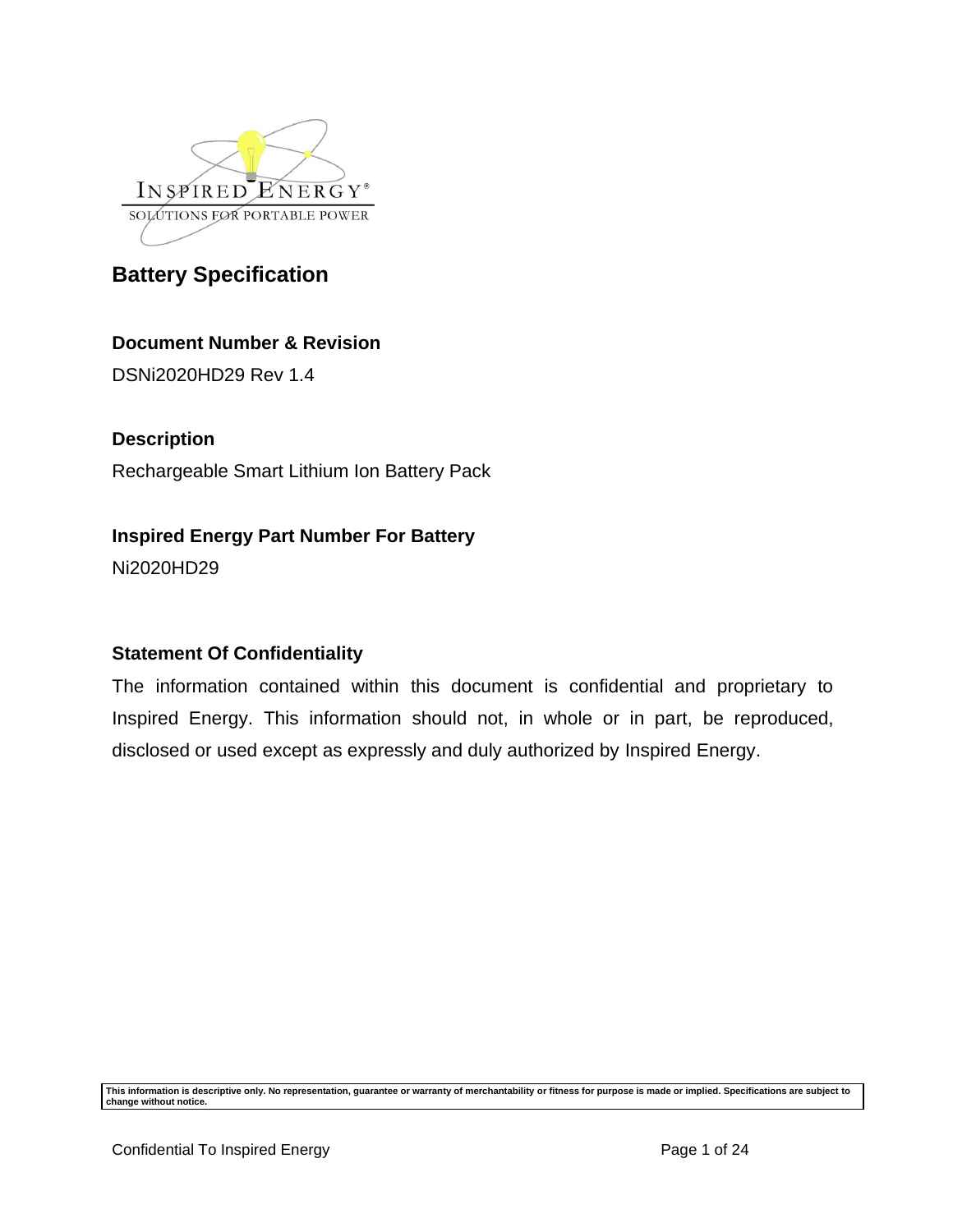INSPIRED ENERGY®
SOLUTIONS FOR PORTABLE POWER

# Battery Specification

### Document Number & Revision

DSNi2020HD29 Rev 1.4

### Description

Rechargeable Smart Lithium Ion Battery Pack

### Inspired Energy Part Number For Battery

Ni2020HD29

### Statement Of Confidentiality

The information contained within this document is confidential and proprietary to Inspired Energy. This information should not, in whole or in part, be reproduced, disclosed or used except as expressly and duly authorized by Inspired Energy.

**This information is descriptive only. No representation, guarantee or warranty of merchantability or fitness for purpose is made or implied. Specifications are subject to change without notice.**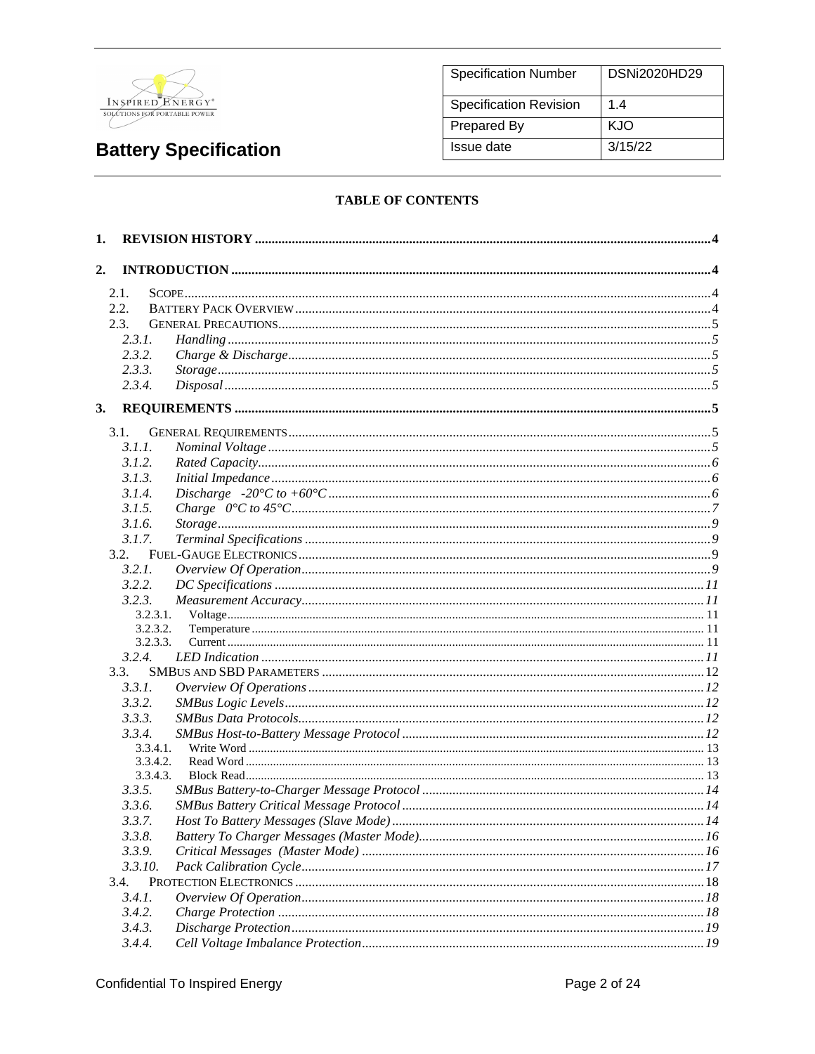| Specification Number | DSNi2020HD29 |
|---|---|
| Specification Revision | 1.4 |
| Prepared By | KJO |
| Issue date | 3/15/22 |

# Battery Specification

**TABLE OF CONTENTS**

**1. REVISION HISTORY** ..... 4

**2. INTRODUCTION** ..... 4

- 2.1. SCOPE ..... 4
- 2.2. BATTERY PACK OVERVIEW ..... 4
- 2.3. GENERAL PRECAUTIONS ..... 5
  - *2.3.1. Handling* ..... 5
  - *2.3.2. Charge & Discharge* ..... 5
  - *2.3.3. Storage* ..... 5
  - *2.3.4. Disposal* ..... 5

**3. REQUIREMENTS** ..... 5

- 3.1. GENERAL REQUIREMENTS ..... 5
  - *3.1.1. Nominal Voltage* ..... 5
  - *3.1.2. Rated Capacity* ..... 6
  - *3.1.3. Initial Impedance* ..... 6
  - *3.1.4. Discharge -20°C to +60°C* ..... 6
  - *3.1.5. Charge 0°C to 45°C* ..... 7
  - *3.1.6. Storage* ..... 9
  - *3.1.7. Terminal Specifications* ..... 9
- 3.2. FUEL-GAUGE ELECTRONICS ..... 9
  - *3.2.1. Overview Of Operation* ..... 9
  - *3.2.2. DC Specifications* ..... 11
  - *3.2.3. Measurement Accuracy* ..... 11
    - 3.2.3.1. Voltage ..... 11
    - 3.2.3.2. Temperature ..... 11
    - 3.2.3.3. Current ..... 11
  - *3.2.4. LED Indication* ..... 11
- 3.3. SMBUS AND SBD PARAMETERS ..... 12
  - *3.3.1. Overview Of Operations* ..... 12
  - *3.3.2. SMBus Logic Levels* ..... 12
  - *3.3.3. SMBus Data Protocols* ..... 12
  - *3.3.4. SMBus Host-to-Battery Message Protocol* ..... 12
    - 3.3.4.1. Write Word ..... 13
    - 3.3.4.2. Read Word ..... 13
    - 3.3.4.3. Block Read ..... 13
  - *3.3.5. SMBus Battery-to-Charger Message Protocol* ..... 14
  - *3.3.6. SMBus Battery Critical Message Protocol* ..... 14
  - *3.3.7. Host To Battery Messages (Slave Mode)* ..... 14
  - *3.3.8. Battery To Charger Messages (Master Mode)* ..... 16
  - *3.3.9. Critical Messages (Master Mode)* ..... 16
  - *3.3.10. Pack Calibration Cycle* ..... 17
- 3.4. PROTECTION ELECTRONICS ..... 18
  - *3.4.1. Overview Of Operation* ..... 18
  - *3.4.2. Charge Protection* ..... 18
  - *3.4.3. Discharge Protection* ..... 19
  - *3.4.4. Cell Voltage Imbalance Protection* ..... 19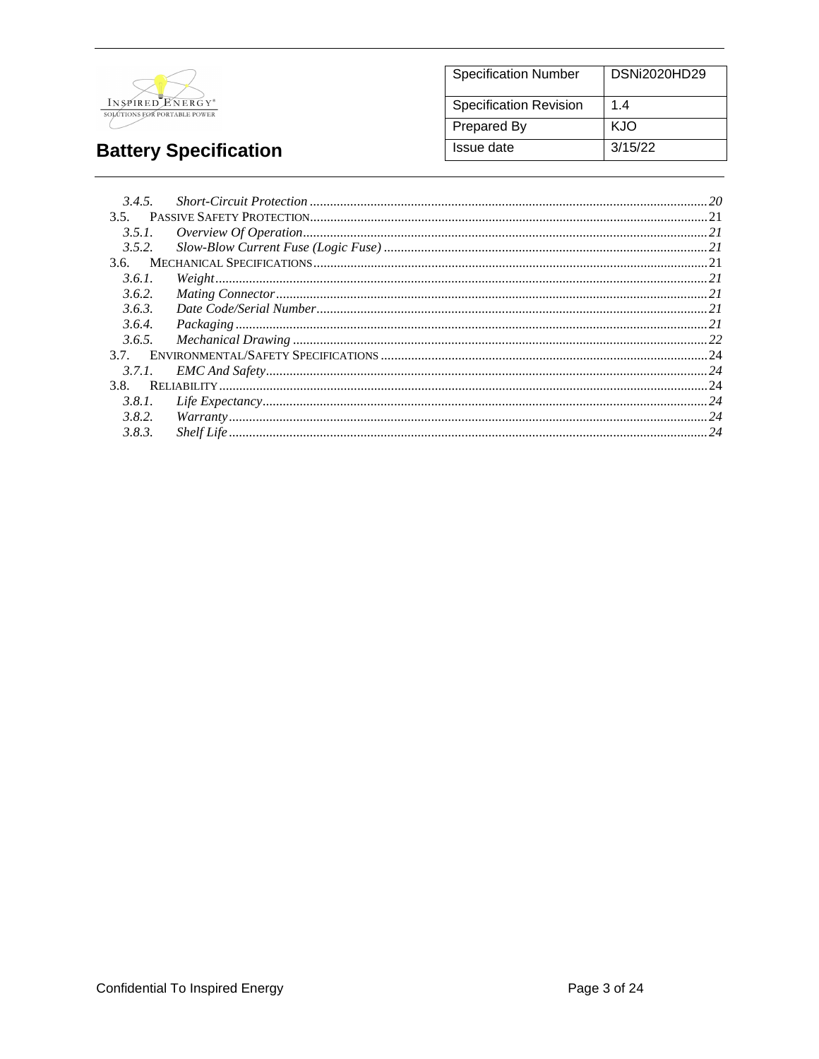3.4.5. *Short-Circuit Protection* ..... 20
3.5. PASSIVE SAFETY PROTECTION ..... 21
3.5.1. *Overview Of Operation* ..... 21
3.5.2. *Slow-Blow Current Fuse (Logic Fuse)* ..... 21
3.6. MECHANICAL SPECIFICATIONS ..... 21
3.6.1. *Weight* ..... 21
3.6.2. *Mating Connector* ..... 21
3.6.3. *Date Code/Serial Number* ..... 21
3.6.4. *Packaging* ..... 21
3.6.5. *Mechanical Drawing* ..... 22
3.7. ENVIRONMENTAL/SAFETY SPECIFICATIONS ..... 24
3.7.1. *EMC And Safety* ..... 24
3.8. RELIABILITY ..... 24
3.8.1. *Life Expectancy* ..... 24
3.8.2. *Warranty* ..... 24
3.8.3. *Shelf Life* ..... 24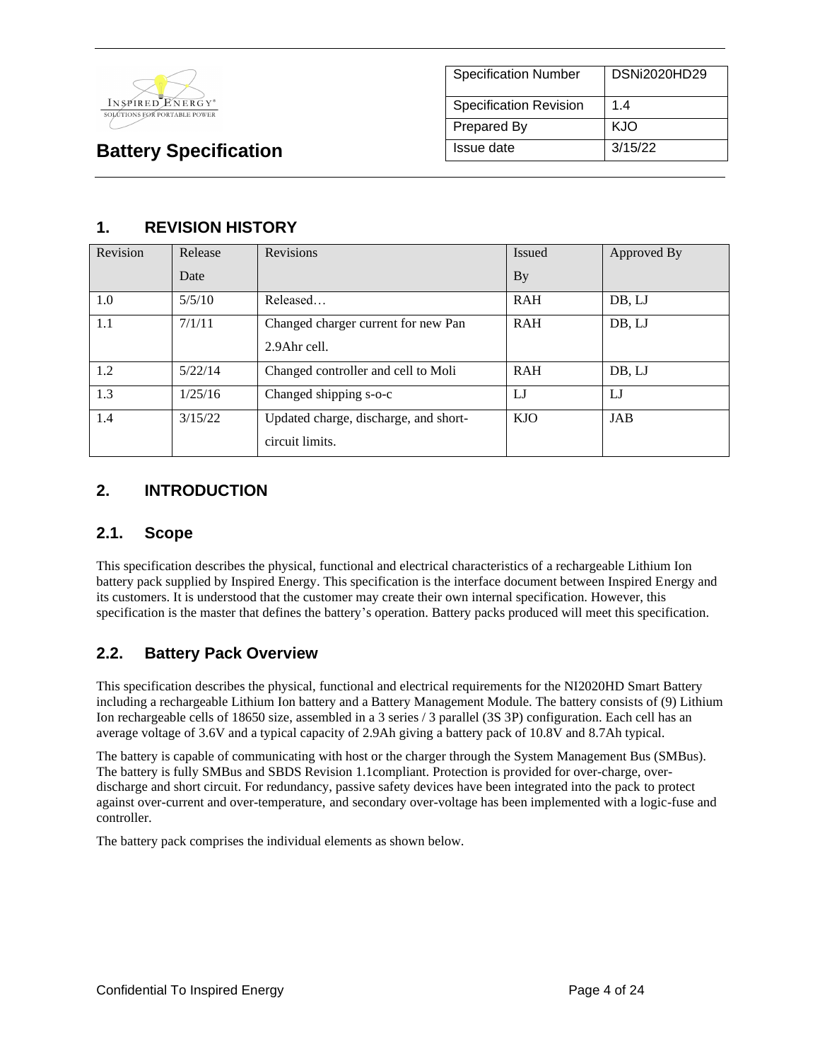**Battery Specification**

| Specification Number | DSNi2020HD29 |
| --- | --- |
| Specification Revision | 1.4 |
| Prepared By | KJO |
| Issue date | 3/15/22 |

# 1. REVISION HISTORY

| Revision | Release Date | Revisions | Issued By | Approved By |
| --- | --- | --- | --- | --- |
| 1.0 | 5/5/10 | Released… | RAH | DB, LJ |
| 1.1 | 7/1/11 | Changed charger current for new Pan 2.9Ahr cell. | RAH | DB, LJ |
| 1.2 | 5/22/14 | Changed controller and cell to Moli | RAH | DB, LJ |
| 1.3 | 1/25/16 | Changed shipping s-o-c | LJ | LJ |
| 1.4 | 3/15/22 | Updated charge, discharge, and short-circuit limits. | KJO | JAB |

# 2. INTRODUCTION

## 2.1. Scope

This specification describes the physical, functional and electrical characteristics of a rechargeable Lithium Ion battery pack supplied by Inspired Energy. This specification is the interface document between Inspired Energy and its customers. It is understood that the customer may create their own internal specification. However, this specification is the master that defines the battery's operation. Battery packs produced will meet this specification.

## 2.2. Battery Pack Overview

This specification describes the physical, functional and electrical requirements for the NI2020HD Smart Battery including a rechargeable Lithium Ion battery and a Battery Management Module. The battery consists of (9) Lithium Ion rechargeable cells of 18650 size, assembled in a 3 series / 3 parallel (3S 3P) configuration. Each cell has an average voltage of 3.6V and a typical capacity of 2.9Ah giving a battery pack of 10.8V and 8.7Ah typical.

The battery is capable of communicating with host or the charger through the System Management Bus (SMBus). The battery is fully SMBus and SBDS Revision 1.1compliant. Protection is provided for over-charge, over-discharge and short circuit. For redundancy, passive safety devices have been integrated into the pack to protect against over-current and over-temperature, and secondary over-voltage has been implemented with a logic-fuse and controller.

The battery pack comprises the individual elements as shown below.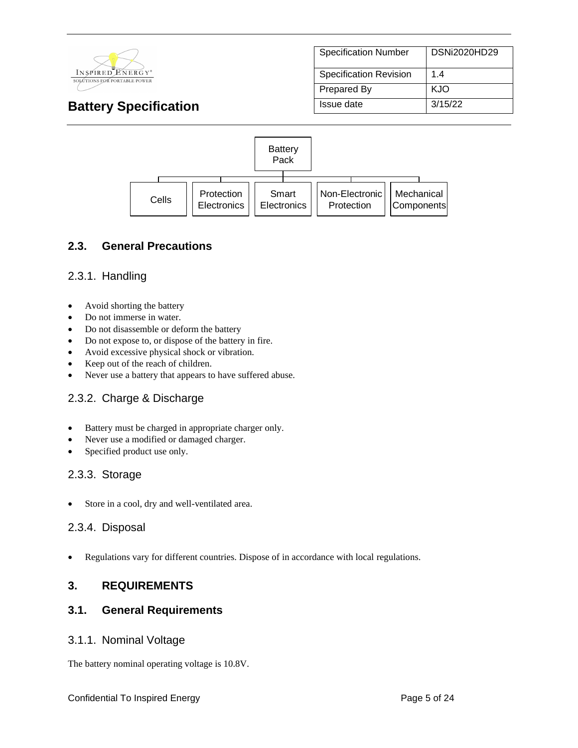Battery Pack

- Cells
- Protection Electronics
- Smart Electronics
- Non-Electronic Protection
- Mechanical Components

## 2.3. General Precautions

### 2.3.1. Handling

- Avoid shorting the battery
- Do not immerse in water.
- Do not disassemble or deform the battery
- Do not expose to, or dispose of the battery in fire.
- Avoid excessive physical shock or vibration.
- Keep out of the reach of children.
- Never use a battery that appears to have suffered abuse.

### 2.3.2. Charge & Discharge

- Battery must be charged in appropriate charger only.
- Never use a modified or damaged charger.
- Specified product use only.

### 2.3.3. Storage

- Store in a cool, dry and well-ventilated area.

### 2.3.4. Disposal

- Regulations vary for different countries. Dispose of in accordance with local regulations.

# 3. REQUIREMENTS

## 3.1. General Requirements

### 3.1.1. Nominal Voltage

The battery nominal operating voltage is 10.8V.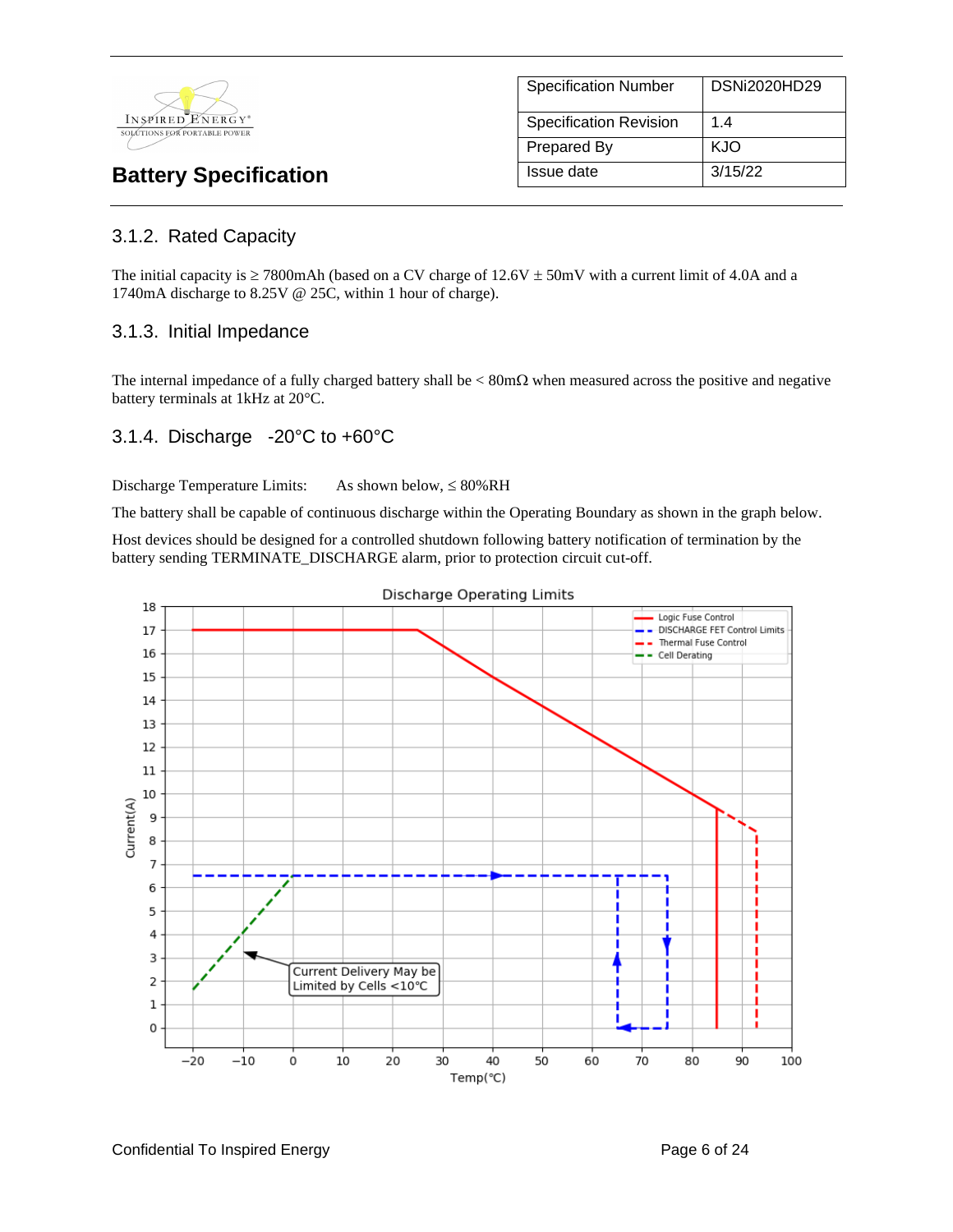| Specification Number | DSNi2020HD29 |
|---|---|
| Specification Revision | 1.4 |
| Prepared By | KJO |
| Issue date | 3/15/22 |

**Battery Specification**

### 3.1.2. Rated Capacity

The initial capacity is ≥ 7800mAh (based on a CV charge of 12.6V ± 50mV with a current limit of 4.0A and a 1740mA discharge to 8.25V @ 25C, within 1 hour of charge).

### 3.1.3. Initial Impedance

The internal impedance of a fully charged battery shall be < 80mΩ when measured across the positive and negative battery terminals at 1kHz at 20°C.

### 3.1.4. Discharge -20°C to +60°C

Discharge Temperature Limits: As shown below, ≤ 80%RH

The battery shall be capable of continuous discharge within the Operating Boundary as shown in the graph below.

Host devices should be designed for a controlled shutdown following battery notification of termination by the battery sending TERMINATE_DISCHARGE alarm, prior to protection circuit cut-off.

Discharge Operating Limits

Legend: Logic Fuse Control; DISCHARGE FET Control Limits; Thermal Fuse Control; Cell Derating

Current Delivery May be Limited by Cells <10°C

Current(A) vs Temp(°C)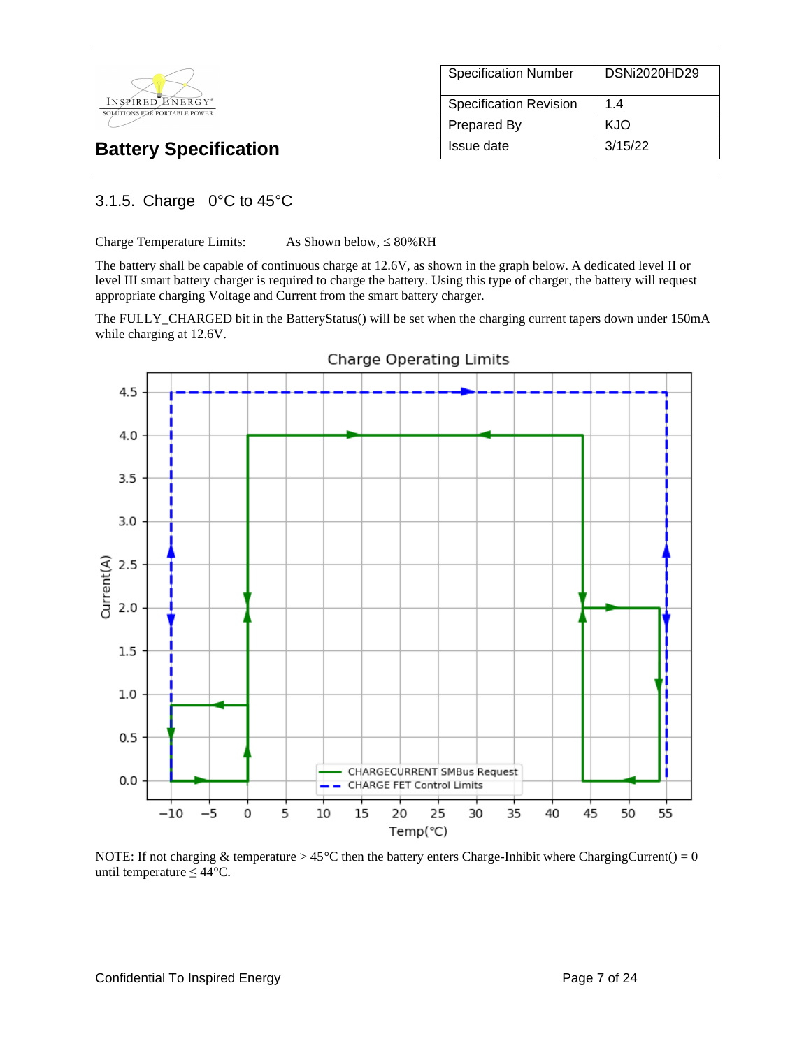| Specification Number | DSNi2020HD29 |
|---|---|
| Specification Revision | 1.4 |
| Prepared By | KJO |
| Issue date | 3/15/22 |

## Battery Specification

### 3.1.5. Charge 0°C to 45°C

Charge Temperature Limits: As Shown below, ≤ 80%RH

The battery shall be capable of continuous charge at 12.6V, as shown in the graph below. A dedicated level II or level III smart battery charger is required to charge the battery. Using this type of charger, the battery will request appropriate charging Voltage and Current from the smart battery charger.

The FULLY_CHARGED bit in the BatteryStatus() will be set when the charging current tapers down under 150mA while charging at 12.6V.

Charge Operating Limits

NOTE: If not charging & temperature > 45°C then the battery enters Charge-Inhibit where ChargingCurrent() = 0 until temperature ≤ 44°C.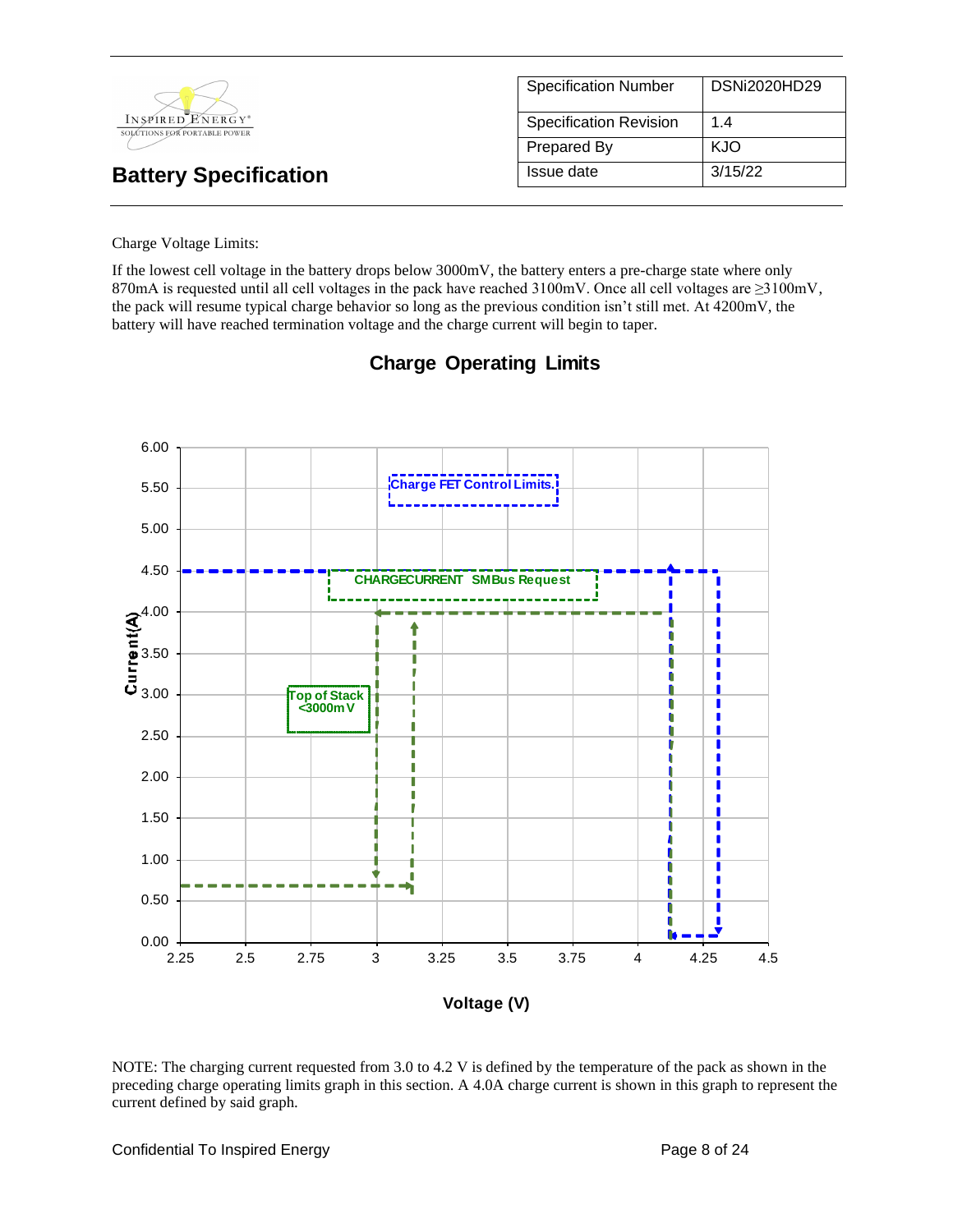| Specification Number | DSNi2020HD29 |
| --- | --- |
| Specification Revision | 1.4 |
| Prepared By | KJO |
| Issue date | 3/15/22 |

# Battery Specification

Charge Voltage Limits:

If the lowest cell voltage in the battery drops below 3000mV, the battery enters a pre-charge state where only 870mA is requested until all cell voltages in the pack have reached 3100mV. Once all cell voltages are ≥3100mV, the pack will resume typical charge behavior so long as the previous condition isn't still met. At 4200mV, the battery will have reached termination voltage and the charge current will begin to taper.

**Charge Operating Limits**

Charge FET Control Limits.

CHARGECURRENT SMBus Request

Top of Stack <3000mV

Current(A)

Voltage (V)

NOTE: The charging current requested from 3.0 to 4.2 V is defined by the temperature of the pack as shown in the preceding charge operating limits graph in this section. A 4.0A charge current is shown in this graph to represent the current defined by said graph.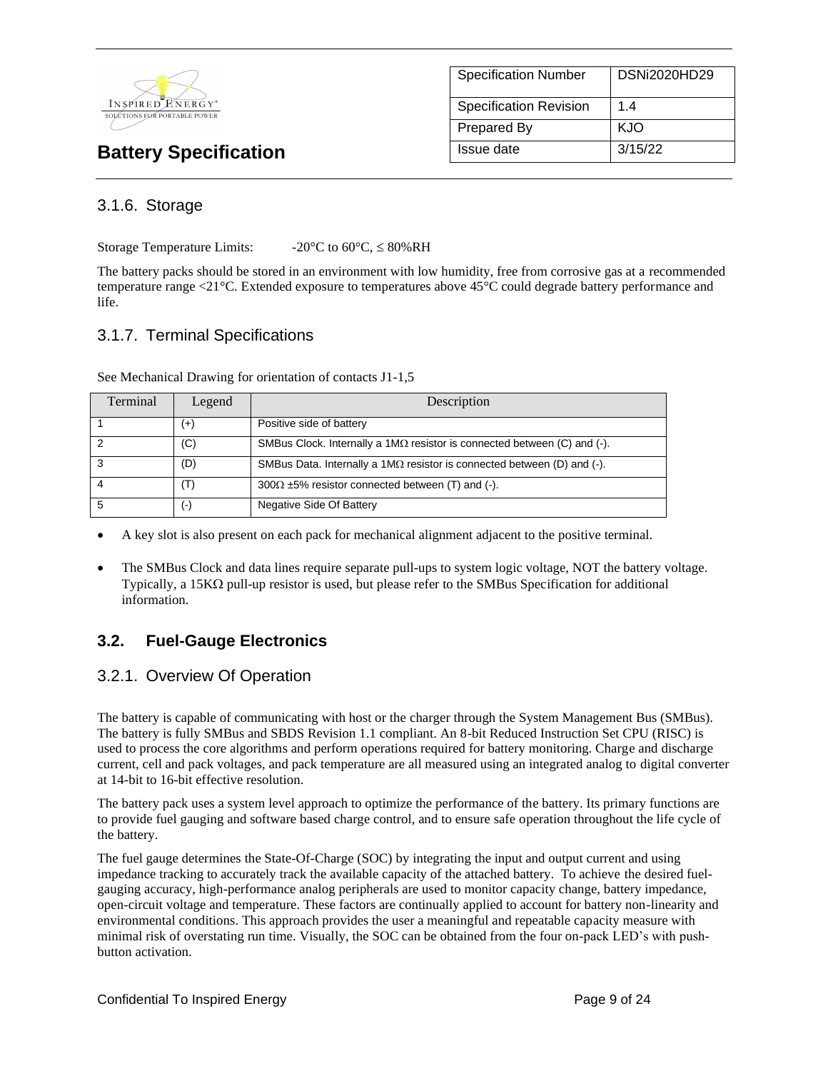### 3.1.6. Storage

Storage Temperature Limits: -20°C to 60°C, ≤ 80%RH

The battery packs should be stored in an environment with low humidity, free from corrosive gas at a recommended temperature range <21°C. Extended exposure to temperatures above 45°C could degrade battery performance and life.

### 3.1.7. Terminal Specifications

See Mechanical Drawing for orientation of contacts J1-1,5

| Terminal | Legend | Description |
|---|---|---|
| 1 | (+) | Positive side of battery |
| 2 | (C) | SMBus Clock. Internally a 1MΩ resistor is connected between (C) and (-). |
| 3 | (D) | SMBus Data. Internally a 1MΩ resistor is connected between (D) and (-). |
| 4 | (T) | 300Ω ±5% resistor connected between (T) and (-). |
| 5 | (-) | Negative Side Of Battery |

- A key slot is also present on each pack for mechanical alignment adjacent to the positive terminal.
- The SMBus Clock and data lines require separate pull-ups to system logic voltage, NOT the battery voltage. Typically, a 15KΩ pull-up resistor is used, but please refer to the SMBus Specification for additional information.

## 3.2. Fuel-Gauge Electronics

### 3.2.1. Overview Of Operation

The battery is capable of communicating with host or the charger through the System Management Bus (SMBus). The battery is fully SMBus and SBDS Revision 1.1 compliant. An 8-bit Reduced Instruction Set CPU (RISC) is used to process the core algorithms and perform operations required for battery monitoring. Charge and discharge current, cell and pack voltages, and pack temperature are all measured using an integrated analog to digital converter at 14-bit to 16-bit effective resolution.

The battery pack uses a system level approach to optimize the performance of the battery. Its primary functions are to provide fuel gauging and software based charge control, and to ensure safe operation throughout the life cycle of the battery.

The fuel gauge determines the State-Of-Charge (SOC) by integrating the input and output current and using impedance tracking to accurately track the available capacity of the attached battery. To achieve the desired fuel-gauging accuracy, high-performance analog peripherals are used to monitor capacity change, battery impedance, open-circuit voltage and temperature. These factors are continually applied to account for battery non-linearity and environmental conditions. This approach provides the user a meaningful and repeatable capacity measure with minimal risk of overstating run time. Visually, the SOC can be obtained from the four on-pack LED's with push-button activation.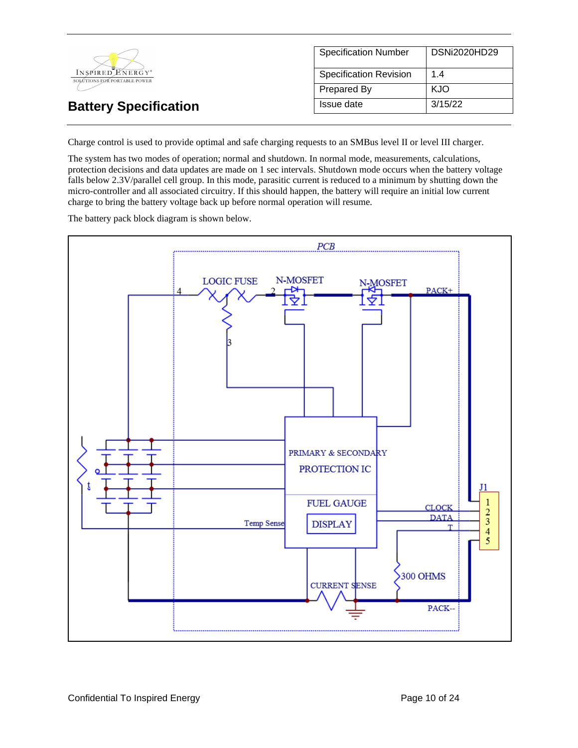Charge control is used to provide optimal and safe charging requests to an SMBus level II or level III charger.

The system has two modes of operation; normal and shutdown. In normal mode, measurements, calculations, protection decisions and data updates are made on 1 sec intervals. Shutdown mode occurs when the battery voltage falls below 2.3V/parallel cell group. In this mode, parasitic current is reduced to a minimum by shutting down the micro-controller and all associated circuitry. If this should happen, the battery will require an initial low current charge to bring the battery voltage back up before normal operation will resume.

The battery pack block diagram is shown below.

PCB

LOGIC FUSE

N-MOSFET

N-MOSFET

PACK+

PRIMARY & SECONDARY PROTECTION IC

FUEL GAUGE

DISPLAY

Temp Sense

CLOCK

DATA

T

J1

300 OHMS

CURRENT SENSE

PACK--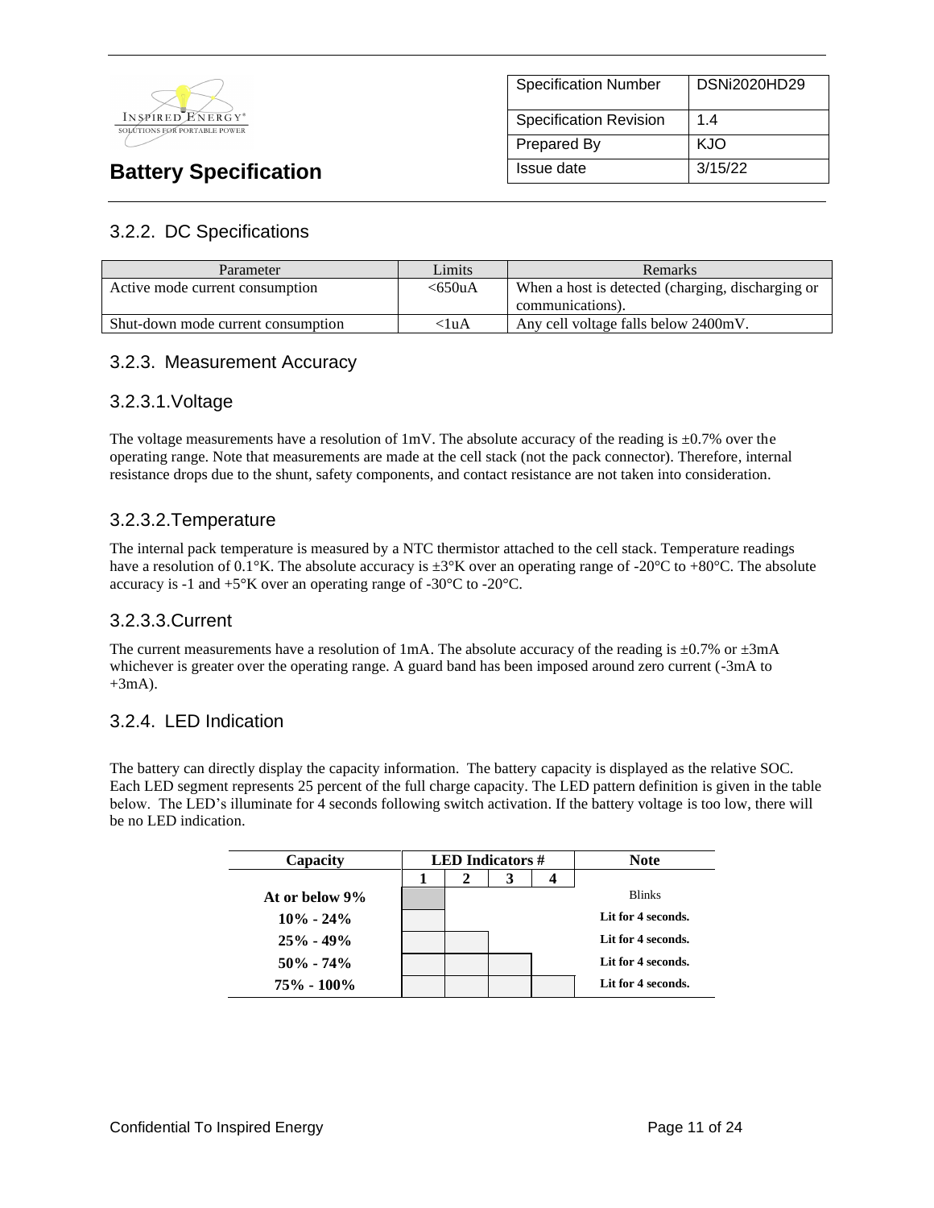### 3.2.2. DC Specifications

| Parameter | Limits | Remarks |
|---|---|---|
| Active mode current consumption | <650uA | When a host is detected (charging, discharging or communications). |
| Shut-down mode current consumption | <1uA | Any cell voltage falls below 2400mV. |

### 3.2.3. Measurement Accuracy

#### 3.2.3.1. Voltage

The voltage measurements have a resolution of 1mV. The absolute accuracy of the reading is ±0.7% over the operating range. Note that measurements are made at the cell stack (not the pack connector). Therefore, internal resistance drops due to the shunt, safety components, and contact resistance are not taken into consideration.

#### 3.2.3.2. Temperature

The internal pack temperature is measured by a NTC thermistor attached to the cell stack. Temperature readings have a resolution of 0.1°K. The absolute accuracy is ±3°K over an operating range of -20°C to +80°C. The absolute accuracy is -1 and +5°K over an operating range of -30°C to -20°C.

#### 3.2.3.3. Current

The current measurements have a resolution of 1mA. The absolute accuracy of the reading is ±0.7% or ±3mA whichever is greater over the operating range. A guard band has been imposed around zero current (-3mA to +3mA).

### 3.2.4. LED Indication

The battery can directly display the capacity information. The battery capacity is displayed as the relative SOC. Each LED segment represents 25 percent of the full charge capacity. The LED pattern definition is given in the table below. The LED's illuminate for 4 seconds following switch activation. If the battery voltage is too low, there will be no LED indication.

| Capacity | LED Indicators # | | | | Note |
|---|---|---|---|---|---|
| | 1 | 2 | 3 | 4 | |
| **At or below 9%** | ■ | | | | Blinks |
| **10% - 24%** | ■ | | | | **Lit for 4 seconds.** |
| **25% - 49%** | ■ | ■ | | | **Lit for 4 seconds.** |
| **50% - 74%** | ■ | ■ | ■ | | **Lit for 4 seconds.** |
| **75% - 100%** | ■ | ■ | ■ | ■ | **Lit for 4 seconds.** |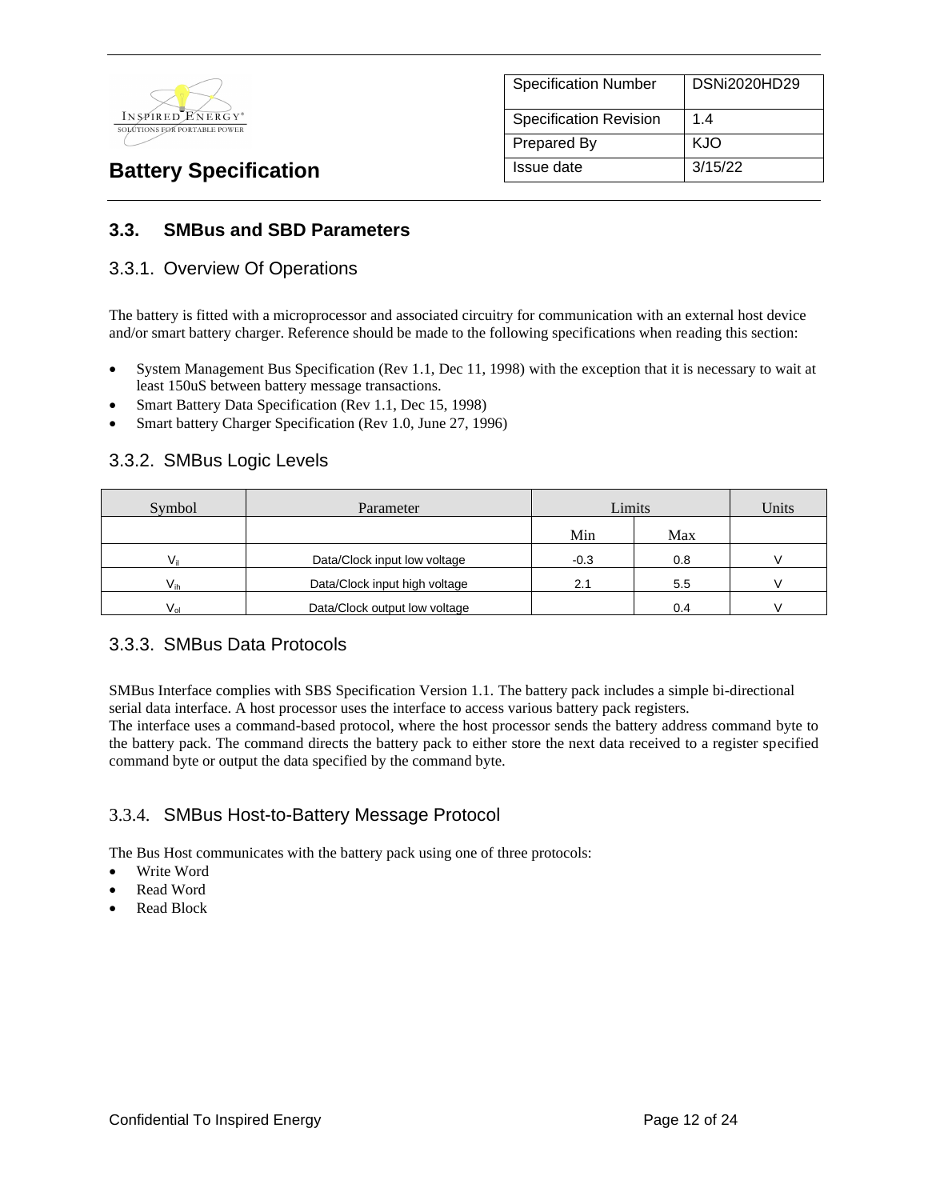## 3.3. SMBus and SBD Parameters

### 3.3.1. Overview Of Operations

The battery is fitted with a microprocessor and associated circuitry for communication with an external host device and/or smart battery charger. Reference should be made to the following specifications when reading this section:

- System Management Bus Specification (Rev 1.1, Dec 11, 1998) with the exception that it is necessary to wait at least 150uS between battery message transactions.
- Smart Battery Data Specification (Rev 1.1, Dec 15, 1998)
- Smart battery Charger Specification (Rev 1.0, June 27, 1996)

### 3.3.2. SMBus Logic Levels

| Symbol | Parameter | Limits | | Units |
|---|---|---|---|---|
| | | Min | Max | |
| $V_{il}$ | Data/Clock input low voltage | -0.3 | 0.8 | V |
| $V_{ih}$ | Data/Clock input high voltage | 2.1 | 5.5 | V |
| $V_{ol}$ | Data/Clock output low voltage | | 0.4 | V |

### 3.3.3. SMBus Data Protocols

SMBus Interface complies with SBS Specification Version 1.1. The battery pack includes a simple bi-directional serial data interface. A host processor uses the interface to access various battery pack registers.
The interface uses a command-based protocol, where the host processor sends the battery address command byte to the battery pack. The command directs the battery pack to either store the next data received to a register specified command byte or output the data specified by the command byte.

### 3.3.4. SMBus Host-to-Battery Message Protocol

The Bus Host communicates with the battery pack using one of three protocols:

- Write Word
- Read Word
- Read Block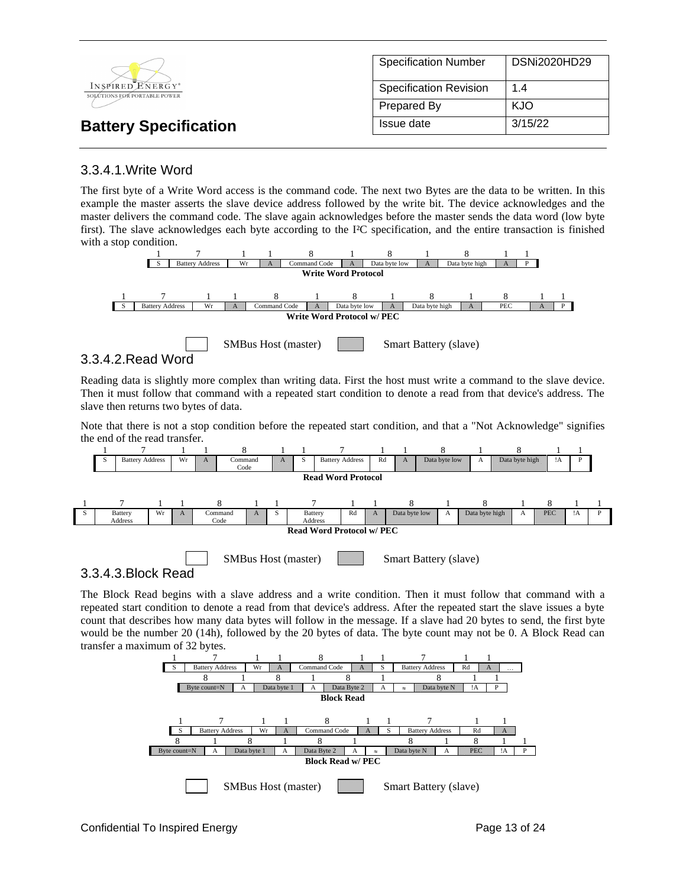### 3.3.4.1.Write Word

The first byte of a Write Word access is the command code. The next two Bytes are the data to be written. In this example the master asserts the slave device address followed by the write bit. The device acknowledges and the master delivers the command code. The slave again acknowledges before the master sends the data word (low byte first). The slave acknowledges each byte according to the I²C specification, and the entire transaction is finished with a stop condition.

| 1 | 7 | 1 | 1 | 8 | 1 | 8 | 1 | 8 | 1 | 1 |
|---|---|---|---|---|---|---|---|---|---|---|
| S | Battery Address | Wr | A | Command Code | A | Data byte low | A | Data byte high | A | P |

**Write Word Protocol**

| 1 | 7 | 1 | 1 | 8 | 1 | 8 | 1 | 8 | 1 | 8 | 1 | 1 |
|---|---|---|---|---|---|---|---|---|---|---|---|---|
| S | Battery Address | Wr | A | Command Code | A | Data byte low | A | Data byte high | A | PEC | A | P |

**Write Word Protocol w/ PEC**

SMBus Host (master) | Smart Battery (slave)

### 3.3.4.2.Read Word

Reading data is slightly more complex than writing data. First the host must write a command to the slave device. Then it must follow that command with a repeated start condition to denote a read from that device's address. The slave then returns two bytes of data.

Note that there is not a stop condition before the repeated start condition, and that a "Not Acknowledge" signifies the end of the read transfer.

| 1 | 7 | 1 | 1 | 8 | 1 | 1 | 7 | 1 | 1 | 8 | 1 | 8 | 1 | 1 |
|---|---|---|---|---|---|---|---|---|---|---|---|---|---|---|
| S | Battery Address | Wr | A | Command Code | A | S | Battery Address | Rd | A | Data byte low | A | Data byte high | !A | P |

**Read Word Protocol**

| 1 | 7 | 1 | 1 | 8 | 1 | 1 | 7 | 1 | 1 | 8 | 1 | 8 | 1 | 8 | 1 | 1 |
|---|---|---|---|---|---|---|---|---|---|---|---|---|---|---|---|---|
| S | Battery Address | Wr | A | Command Code | A | S | Battery Address | Rd | A | Data byte low | A | Data byte high | A | PEC | !A | P |

**Read Word Protocol w/ PEC**

SMBus Host (master) | Smart Battery (slave)

### 3.3.4.3.Block Read

The Block Read begins with a slave address and a write condition. Then it must follow that command with a repeated start condition to denote a read from that device's address. After the repeated start the slave issues a byte count that describes how many data bytes will follow in the message. If a slave had 20 bytes to send, the first byte would be the number 20 (14h), followed by the 20 bytes of data. The byte count may not be 0. A Block Read can transfer a maximum of 32 bytes.

| 1 | 7 | 1 | 1 | 8 | 1 | 1 | 7 | 1 | 1 | |
|---|---|---|---|---|---|---|---|---|---|---|
| S | Battery Address | Wr | A | Command Code | A | S | Battery Address | Rd | A | … |

| 8 | 1 | 8 | 1 | 8 | 1 | | 8 | 1 | 1 |
|---|---|---|---|---|---|---|---|---|---|
| Byte count=N | A | Data byte 1 | A | Data Byte 2 | A | ≈ | Data byte N | !A | P |

**Block Read**

| 1 | 7 | 1 | 1 | 8 | 1 | 1 | 7 | 1 | 1 |
|---|---|---|---|---|---|---|---|---|---|
| S | Battery Address | Wr | A | Command Code | A | S | Battery Address | Rd | A |

| 8 | 1 | 8 | 1 | 8 | 1 | | 8 | 1 | 8 | 1 | 1 |
|---|---|---|---|---|---|---|---|---|---|---|---|
| Byte count=N | A | Data byte 1 | A | Data Byte 2 | A | ≈ | Data byte N | A | PEC | !A | P |

**Block Read w/ PEC**

SMBus Host (master) | Smart Battery (slave)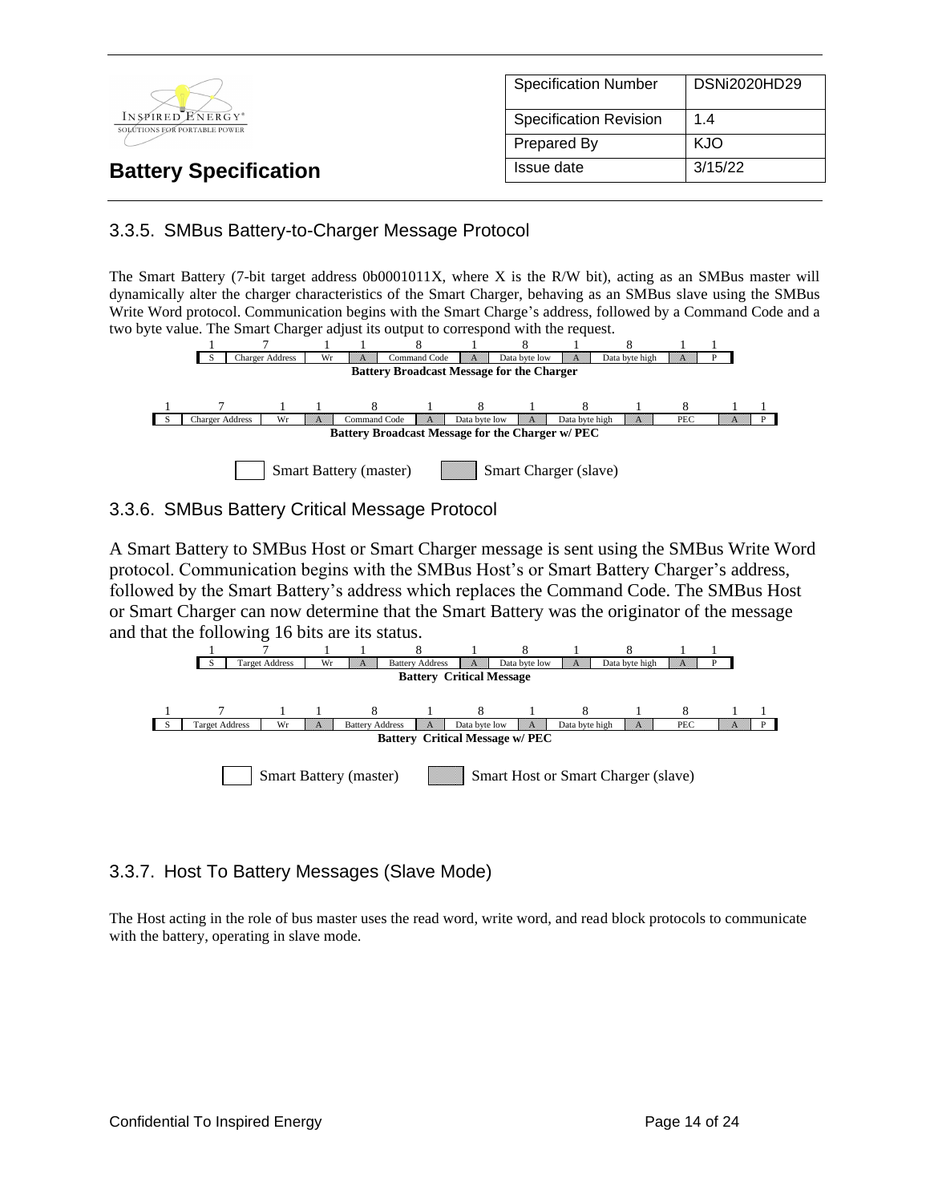### 3.3.5. SMBus Battery-to-Charger Message Protocol

The Smart Battery (7-bit target address 0b0001011X, where X is the R/W bit), acting as an SMBus master will dynamically alter the charger characteristics of the Smart Charger, behaving as an SMBus slave using the SMBus Write Word protocol. Communication begins with the Smart Charge's address, followed by a Command Code and a two byte value. The Smart Charger adjust its output to correspond with the request.

| 1 | 7 | 1 | 1 | 8 | 1 | 8 | 1 | 8 | 1 | 1 |
|---|---|---|---|---|---|---|---|---|---|---|
| S | Charger Address | Wr | A | Command Code | A | Data byte low | A | Data byte high | A | P |

**Battery Broadcast Message for the Charger**

| 1 | 7 | 1 | 1 | 8 | 1 | 8 | 1 | 8 | 1 | 8 | 1 | 1 |
|---|---|---|---|---|---|---|---|---|---|---|---|---|
| S | Charger Address | Wr | A | Command Code | A | Data byte low | A | Data byte high | A | PEC | A | P |

**Battery Broadcast Message for the Charger w/ PEC**

Smart Battery (master) | Smart Charger (slave)

### 3.3.6. SMBus Battery Critical Message Protocol

A Smart Battery to SMBus Host or Smart Charger message is sent using the SMBus Write Word protocol. Communication begins with the SMBus Host's or Smart Battery Charger's address, followed by the Smart Battery's address which replaces the Command Code. The SMBus Host or Smart Charger can now determine that the Smart Battery was the originator of the message and that the following 16 bits are its status.

| 1 | 7 | 1 | 1 | 8 | 1 | 8 | 1 | 8 | 1 | 1 |
|---|---|---|---|---|---|---|---|---|---|---|
| S | Target Address | Wr | A | Battery Address | A | Data byte low | A | Data byte high | A | P |

**Battery Critical Message**

| 1 | 7 | 1 | 1 | 8 | 1 | 8 | 1 | 8 | 1 | 8 | 1 | 1 |
|---|---|---|---|---|---|---|---|---|---|---|---|---|
| S | Target Address | Wr | A | Battery Address | A | Data byte low | A | Data byte high | A | PEC | A | P |

**Battery Critical Message w/ PEC**

Smart Battery (master) | Smart Host or Smart Charger (slave)

### 3.3.7. Host To Battery Messages (Slave Mode)

The Host acting in the role of bus master uses the read word, write word, and read block protocols to communicate with the battery, operating in slave mode.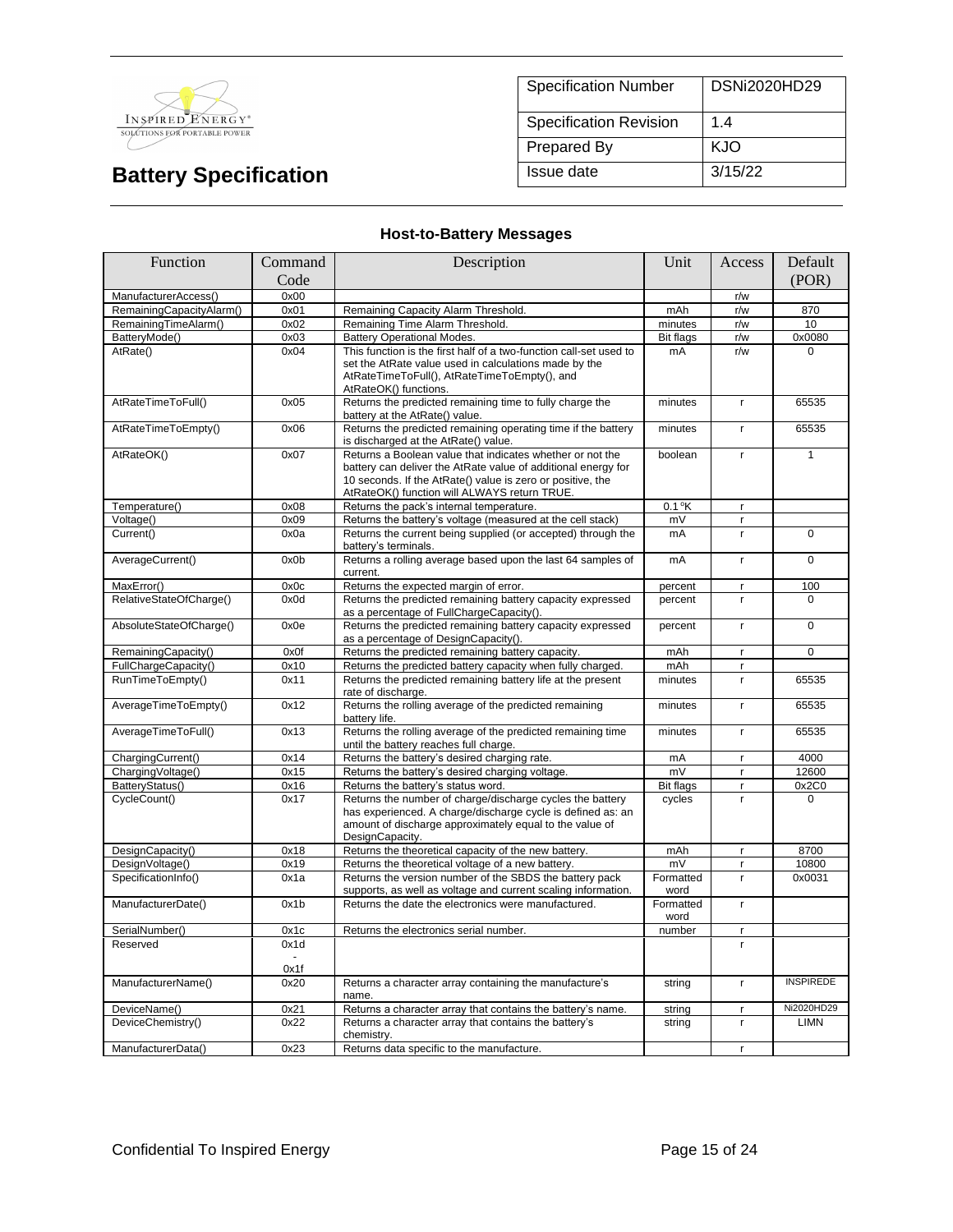| Specification Number | DSNi2020HD29 |
|---|---|
| Specification Revision | 1.4 |
| Prepared By | KJO |
| Issue date | 3/15/22 |

# Battery Specification

### Host-to-Battery Messages

| Function | Command Code | Description | Unit | Access | Default (POR) |
|---|---|---|---|---|---|
| ManufacturerAccess() | 0x00 | | | r/w | |
| RemainingCapacityAlarm() | 0x01 | Remaining Capacity Alarm Threshold. | mAh | r/w | 870 |
| RemainingTimeAlarm() | 0x02 | Remaining Time Alarm Threshold. | minutes | r/w | 10 |
| BatteryMode() | 0x03 | Battery Operational Modes. | Bit flags | r/w | 0x0080 |
| AtRate() | 0x04 | This function is the first half of a two-function call-set used to set the AtRate value used in calculations made by the AtRateTimeToFull(), AtRateTimeToEmpty(), and AtRateOK() functions. | mA | r/w | 0 |
| AtRateTimeToFull() | 0x05 | Returns the predicted remaining time to fully charge the battery at the AtRate() value. | minutes | r | 65535 |
| AtRateTimeToEmpty() | 0x06 | Returns the predicted remaining operating time if the battery is discharged at the AtRate() value. | minutes | r | 65535 |
| AtRateOK() | 0x07 | Returns a Boolean value that indicates whether or not the battery can deliver the AtRate value of additional energy for 10 seconds. If the AtRate() value is zero or positive, the AtRateOK() function will ALWAYS return TRUE. | boolean | r | 1 |
| Temperature() | 0x08 | Returns the pack's internal temperature. | 0.1 °K | r | |
| Voltage() | 0x09 | Returns the battery's voltage (measured at the cell stack) | mV | r | |
| Current() | 0x0a | Returns the current being supplied (or accepted) through the battery's terminals. | mA | r | 0 |
| AverageCurrent() | 0x0b | Returns a rolling average based upon the last 64 samples of current. | mA | r | 0 |
| MaxError() | 0x0c | Returns the expected margin of error. | percent | r | 100 |
| RelativeStateOfCharge() | 0x0d | Returns the predicted remaining battery capacity expressed as a percentage of FullChargeCapacity(). | percent | r | 0 |
| AbsoluteStateOfCharge() | 0x0e | Returns the predicted remaining battery capacity expressed as a percentage of DesignCapacity(). | percent | r | 0 |
| RemainingCapacity() | 0x0f | Returns the predicted remaining battery capacity. | mAh | r | 0 |
| FullChargeCapacity() | 0x10 | Returns the predicted battery capacity when fully charged. | mAh | r | |
| RunTimeToEmpty() | 0x11 | Returns the predicted remaining battery life at the present rate of discharge. | minutes | r | 65535 |
| AverageTimeToEmpty() | 0x12 | Returns the rolling average of the predicted remaining battery life. | minutes | r | 65535 |
| AverageTimeToFull() | 0x13 | Returns the rolling average of the predicted remaining time until the battery reaches full charge. | minutes | r | 65535 |
| ChargingCurrent() | 0x14 | Returns the battery's desired charging rate. | mA | r | 4000 |
| ChargingVoltage() | 0x15 | Returns the battery's desired charging voltage. | mV | r | 12600 |
| BatteryStatus() | 0x16 | Returns the battery's status word. | Bit flags | r | 0x2C0 |
| CycleCount() | 0x17 | Returns the number of charge/discharge cycles the battery has experienced. A charge/discharge cycle is defined as: an amount of discharge approximately equal to the value of DesignCapacity. | cycles | r | 0 |
| DesignCapacity() | 0x18 | Returns the theoretical capacity of the new battery. | mAh | r | 8700 |
| DesignVoltage() | 0x19 | Returns the theoretical voltage of a new battery. | mV | r | 10800 |
| SpecificationInfo() | 0x1a | Returns the version number of the SBDS the battery pack supports, as well as voltage and current scaling information. | Formatted word | r | 0x0031 |
| ManufacturerDate() | 0x1b | Returns the date the electronics were manufactured. | Formatted word | r | |
| SerialNumber() | 0x1c | Returns the electronics serial number. | number | r | |
| Reserved | 0x1d - 0x1f | | | r | |
| ManufacturerName() | 0x20 | Returns a character array containing the manufacture's name. | string | r | INSPIREDE |
| DeviceName() | 0x21 | Returns a character array that contains the battery's name. | string | r | Ni2020HD29 |
| DeviceChemistry() | 0x22 | Returns a character array that contains the battery's chemistry. | string | r | LIMN |
| ManufacturerData() | 0x23 | Returns data specific to the manufacture. | | r | |

Confidential To Inspired Energy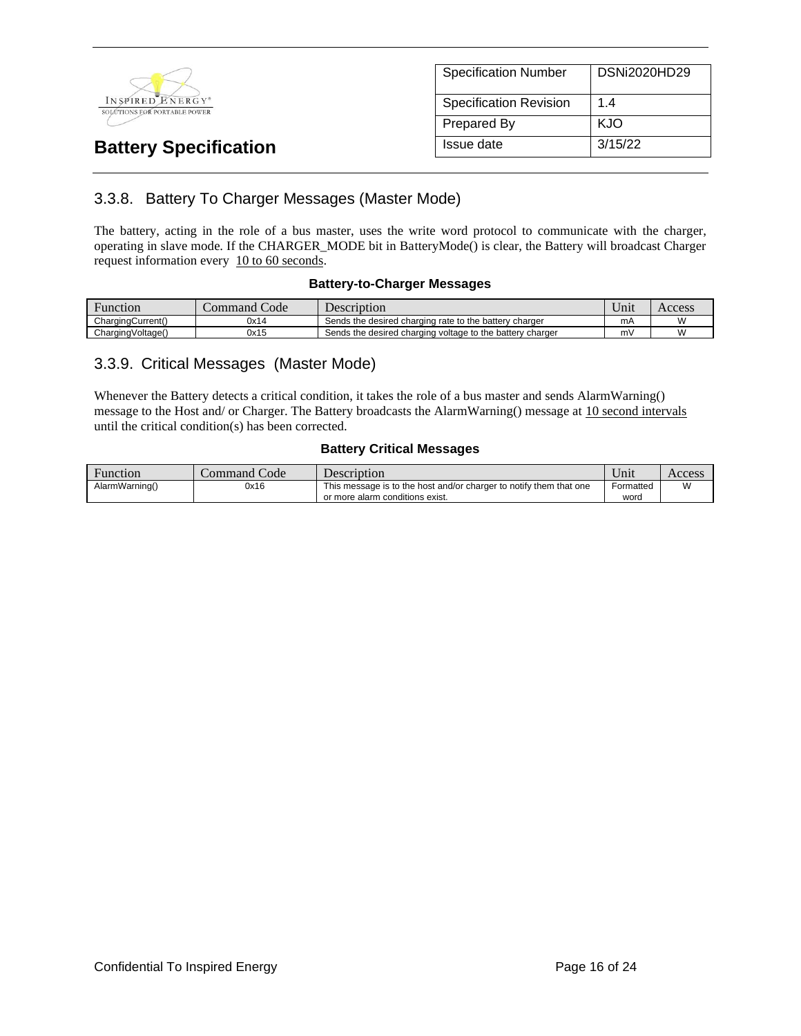### 3.3.8. Battery To Charger Messages (Master Mode)

The battery, acting in the role of a bus master, uses the write word protocol to communicate with the charger, operating in slave mode. If the CHARGER_MODE bit in BatteryMode() is clear, the Battery will broadcast Charger request information every 10 to 60 seconds.

**Battery-to-Charger Messages**

| Function | Command Code | Description | Unit | Access |
|---|---|---|---|---|
| ChargingCurrent() | 0x14 | Sends the desired charging rate to the battery charger | mA | W |
| ChargingVoltage() | 0x15 | Sends the desired charging voltage to the battery charger | mV | W |

### 3.3.9. Critical Messages (Master Mode)

Whenever the Battery detects a critical condition, it takes the role of a bus master and sends AlarmWarning() message to the Host and/ or Charger. The Battery broadcasts the AlarmWarning() message at 10 second intervals until the critical condition(s) has been corrected.

**Battery Critical Messages**

| Function | Command Code | Description | Unit | Access |
|---|---|---|---|---|
| AlarmWarning() | 0x16 | This message is to the host and/or charger to notify them that one or more alarm conditions exist. | Formatted word | W |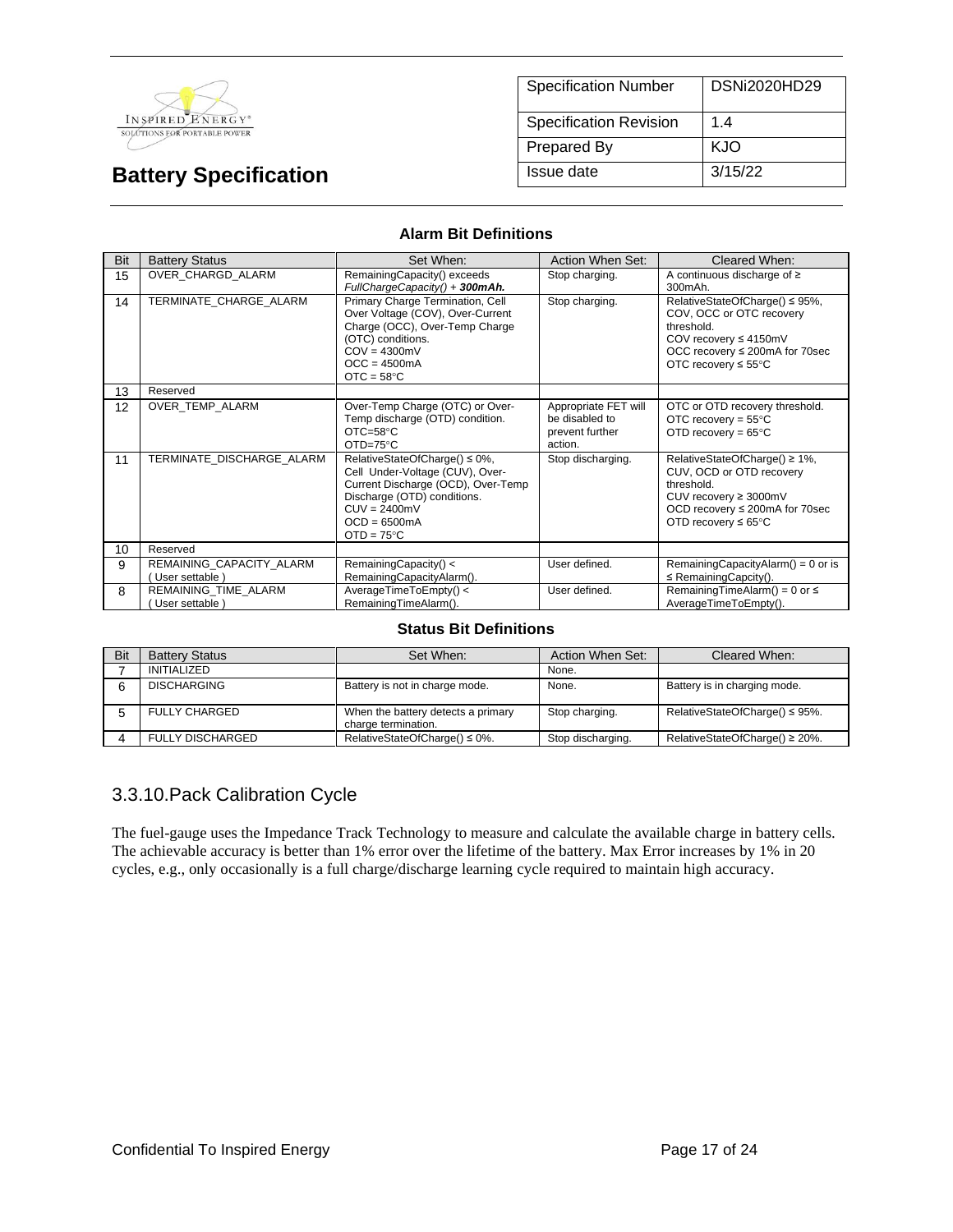## Alarm Bit Definitions

| Bit | Battery Status | Set When: | Action When Set: | Cleared When: |
|---|---|---|---|---|
| 15 | OVER_CHARGD_ALARM | RemainingCapacity() exceeds *FullChargeCapacity() +* ***300mAh.*** | Stop charging. | A continuous discharge of ≥ 300mAh. |
| 14 | TERMINATE_CHARGE_ALARM | Primary Charge Termination, Cell Over Voltage (COV), Over-Current Charge (OCC), Over-Temp Charge (OTC) conditions.<br>COV = 4300mV<br>OCC = 4500mA<br>OTC = 58°C | Stop charging. | RelativeStateOfCharge() ≤ 95%, COV, OCC or OTC recovery threshold.<br>COV recovery ≤ 4150mV<br>OCC recovery ≤ 200mA for 70sec<br>OTC recovery ≤ 55°C |
| 13 | Reserved | | | |
| 12 | OVER_TEMP_ALARM | Over-Temp Charge (OTC) or Over-Temp discharge (OTD) condition.<br>OTC=58°C<br>OTD=75°C | Appropriate FET will be disabled to prevent further action. | OTC or OTD recovery threshold.<br>OTC recovery = 55°C<br>OTD recovery = 65°C |
| 11 | TERMINATE_DISCHARGE_ALARM | RelativeStateOfCharge() ≤ 0%, Cell Under-Voltage (CUV), Over-Current Discharge (OCD), Over-Temp Discharge (OTD) conditions.<br>CUV = 2400mV<br>OCD = 6500mA<br>OTD = 75°C | Stop discharging. | RelativeStateOfCharge() ≥ 1%, CUV, OCD or OTD recovery threshold.<br>CUV recovery ≥ 3000mV<br>OCD recovery ≤ 200mA for 70sec<br>OTD recovery ≤ 65°C |
| 10 | Reserved | | | |
| 9 | REMAINING_CAPACITY_ALARM ( User settable ) | RemainingCapacity() < RemainingCapacityAlarm(). | User defined. | RemainingCapacityAlarm() = 0 or is ≤ RemainingCapcity(). |
| 8 | REMAINING_TIME_ALARM ( User settable ) | AverageTimeToEmpty() < RemainingTimeAlarm(). | User defined. | RemainingTimeAlarm() = 0 or ≤ AverageTimeToEmpty(). |

## Status Bit Definitions

| Bit | Battery Status | Set When: | Action When Set: | Cleared When: |
|---|---|---|---|---|
| 7 | INITIALIZED | | None. | |
| 6 | DISCHARGING | Battery is not in charge mode. | None. | Battery is in charging mode. |
| 5 | FULLY CHARGED | When the battery detects a primary charge termination. | Stop charging. | RelativeStateOfCharge() ≤ 95%. |
| 4 | FULLY DISCHARGED | RelativeStateOfCharge() ≤ 0%. | Stop discharging. | RelativeStateOfCharge() ≥ 20%. |

## 3.3.10.Pack Calibration Cycle

The fuel-gauge uses the Impedance Track Technology to measure and calculate the available charge in battery cells. The achievable accuracy is better than 1% error over the lifetime of the battery. Max Error increases by 1% in 20 cycles, e.g., only occasionally is a full charge/discharge learning cycle required to maintain high accuracy.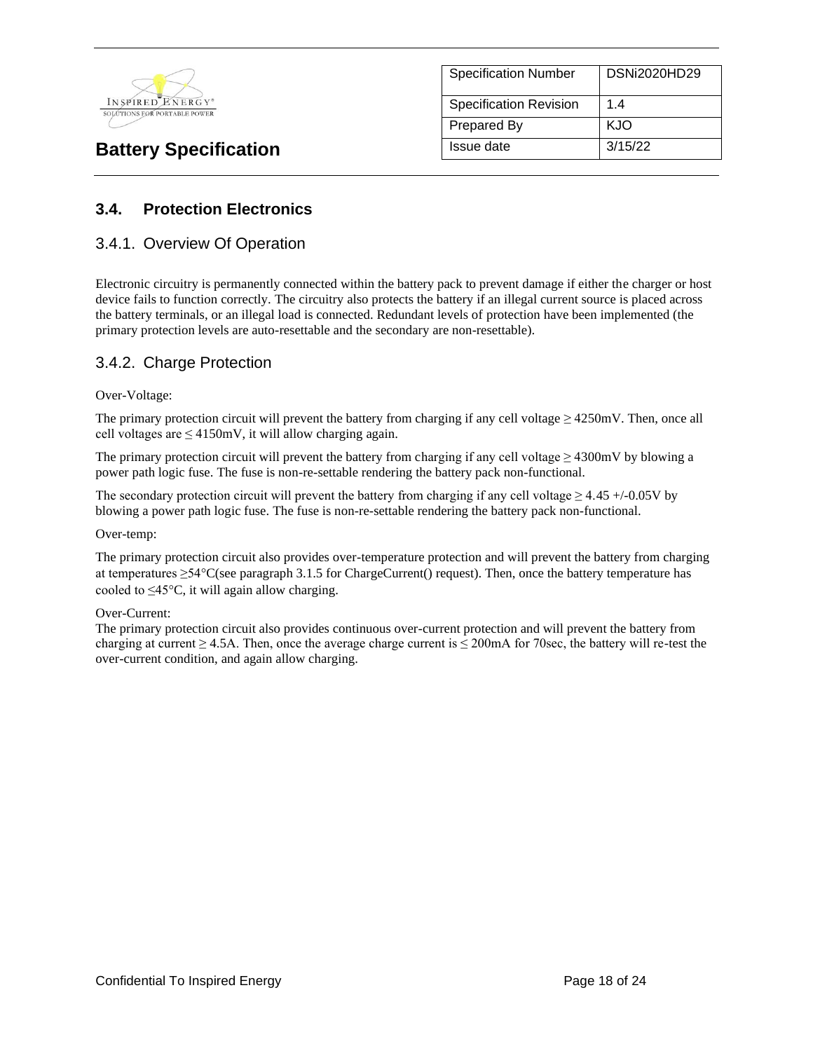| Specification Number | DSNi2020HD29 |
|---|---|
| Specification Revision | 1.4 |
| Prepared By | KJO |
| Issue date | 3/15/22 |

**Battery Specification**

## 3.4. Protection Electronics

### 3.4.1. Overview Of Operation

Electronic circuitry is permanently connected within the battery pack to prevent damage if either the charger or host device fails to function correctly. The circuitry also protects the battery if an illegal current source is placed across the battery terminals, or an illegal load is connected. Redundant levels of protection have been implemented (the primary protection levels are auto-resettable and the secondary are non-resettable).

### 3.4.2. Charge Protection

Over-Voltage:

The primary protection circuit will prevent the battery from charging if any cell voltage ≥ 4250mV. Then, once all cell voltages are ≤ 4150mV, it will allow charging again.

The primary protection circuit will prevent the battery from charging if any cell voltage ≥ 4300mV by blowing a power path logic fuse. The fuse is non-re-settable rendering the battery pack non-functional.

The secondary protection circuit will prevent the battery from charging if any cell voltage ≥ 4.45 +/-0.05V by blowing a power path logic fuse. The fuse is non-re-settable rendering the battery pack non-functional.

Over-temp:

The primary protection circuit also provides over-temperature protection and will prevent the battery from charging at temperatures ≥54°C(see paragraph 3.1.5 for ChargeCurrent() request). Then, once the battery temperature has cooled to ≤45°C, it will again allow charging.

Over-Current:
The primary protection circuit also provides continuous over-current protection and will prevent the battery from charging at current ≥ 4.5A. Then, once the average charge current is ≤ 200mA for 70sec, the battery will re-test the over-current condition, and again allow charging.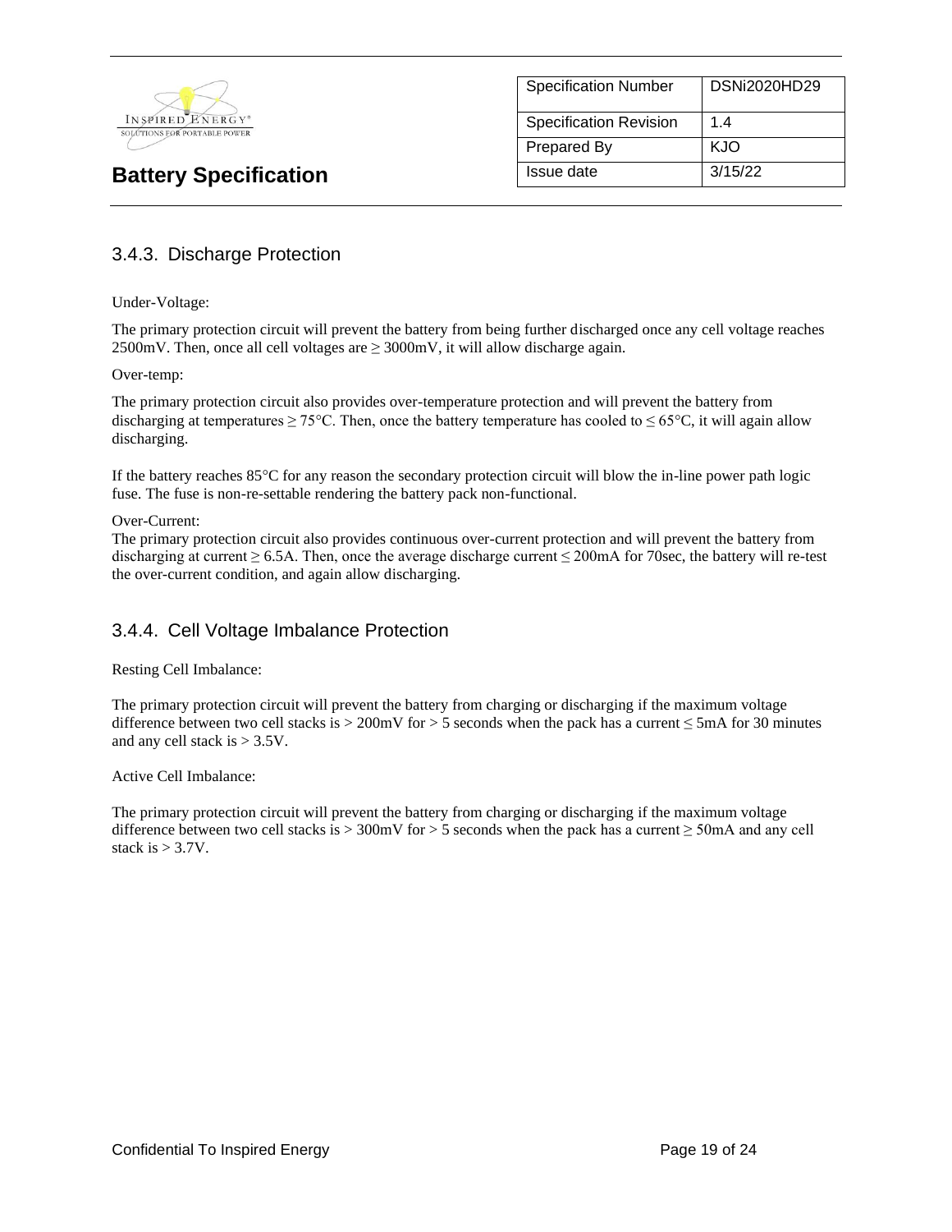### 3.4.3. Discharge Protection

Under-Voltage:

The primary protection circuit will prevent the battery from being further discharged once any cell voltage reaches 2500mV. Then, once all cell voltages are ≥ 3000mV, it will allow discharge again.

Over-temp:

The primary protection circuit also provides over-temperature protection and will prevent the battery from discharging at temperatures ≥ 75°C. Then, once the battery temperature has cooled to ≤ 65°C, it will again allow discharging.

If the battery reaches 85°C for any reason the secondary protection circuit will blow the in-line power path logic fuse. The fuse is non-re-settable rendering the battery pack non-functional.

Over-Current:
The primary protection circuit also provides continuous over-current protection and will prevent the battery from discharging at current ≥ 6.5A. Then, once the average discharge current ≤ 200mA for 70sec, the battery will re-test the over-current condition, and again allow discharging.

### 3.4.4. Cell Voltage Imbalance Protection

Resting Cell Imbalance:

The primary protection circuit will prevent the battery from charging or discharging if the maximum voltage difference between two cell stacks is > 200mV for > 5 seconds when the pack has a current ≤ 5mA for 30 minutes and any cell stack is > 3.5V.

Active Cell Imbalance:

The primary protection circuit will prevent the battery from charging or discharging if the maximum voltage difference between two cell stacks is > 300mV for > 5 seconds when the pack has a current ≥ 50mA and any cell stack is > 3.7V.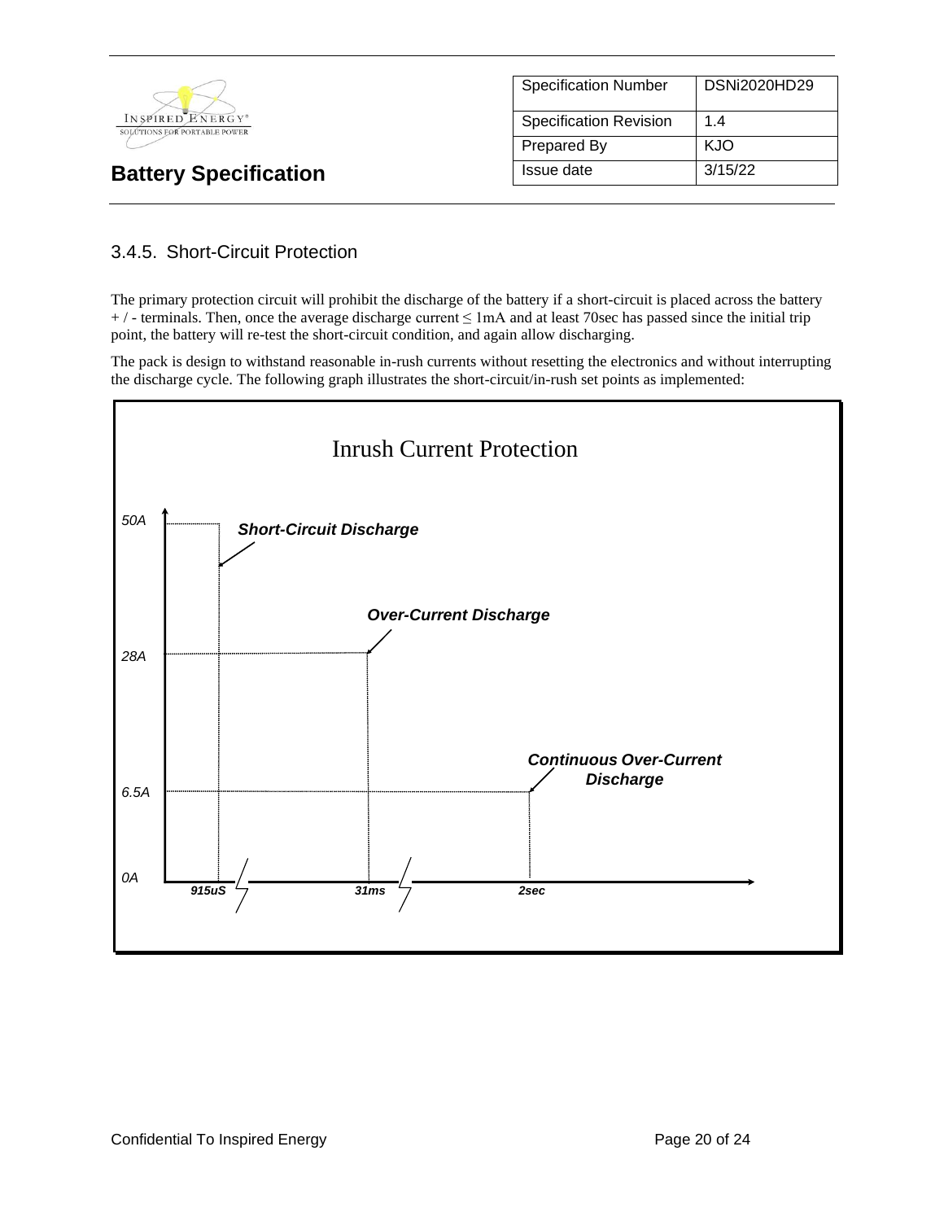| Specification Number | DSNi2020HD29 |
|---|---|
| Specification Revision | 1.4 |
| Prepared By | KJO |
| Issue date | 3/15/22 |

## Battery Specification

### 3.4.5. Short-Circuit Protection

The primary protection circuit will prohibit the discharge of the battery if a short-circuit is placed across the battery + / - terminals. Then, once the average discharge current ≤ 1mA and at least 70sec has passed since the initial trip point, the battery will re-test the short-circuit condition, and again allow discharging.

The pack is design to withstand reasonable in-rush currents without resetting the electronics and without interrupting the discharge cycle. The following graph illustrates the short-circuit/in-rush set points as implemented:

**Inrush Current Protection**

| Protection | Current | Time |
|---|---|---|
| Short-Circuit Discharge | 50A | 915uS |
| Over-Current Discharge | 28A | 31ms |
| Continuous Over-Current Discharge | 6.5A | 2sec |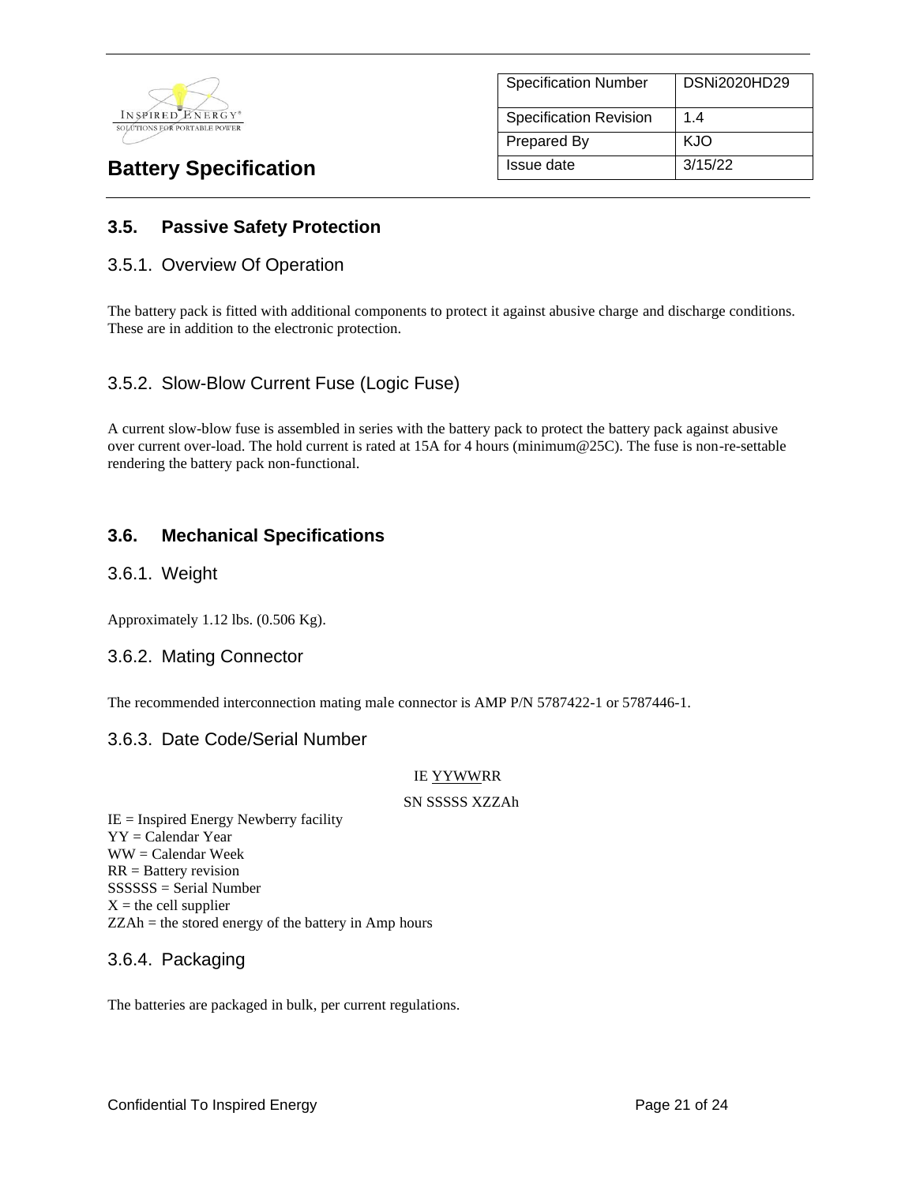### 3.5. Passive Safety Protection

#### 3.5.1. Overview Of Operation

The battery pack is fitted with additional components to protect it against abusive charge and discharge conditions. These are in addition to the electronic protection.

#### 3.5.2. Slow-Blow Current Fuse (Logic Fuse)

A current slow-blow fuse is assembled in series with the battery pack to protect the battery pack against abusive over current over-load. The hold current is rated at 15A for 4 hours (minimum@25C). The fuse is non-re-settable rendering the battery pack non-functional.

### 3.6. Mechanical Specifications

#### 3.6.1. Weight

Approximately 1.12 lbs. (0.506 Kg).

#### 3.6.2. Mating Connector

The recommended interconnection mating male connector is AMP P/N 5787422-1 or 5787446-1.

#### 3.6.3. Date Code/Serial Number

IE YYWWRR

SN SSSSS XZZAh

IE = Inspired Energy Newberry facility
YY = Calendar Year
WW = Calendar Week
RR = Battery revision
SSSSSS = Serial Number
X = the cell supplier
ZZAh = the stored energy of the battery in Amp hours

#### 3.6.4. Packaging

The batteries are packaged in bulk, per current regulations.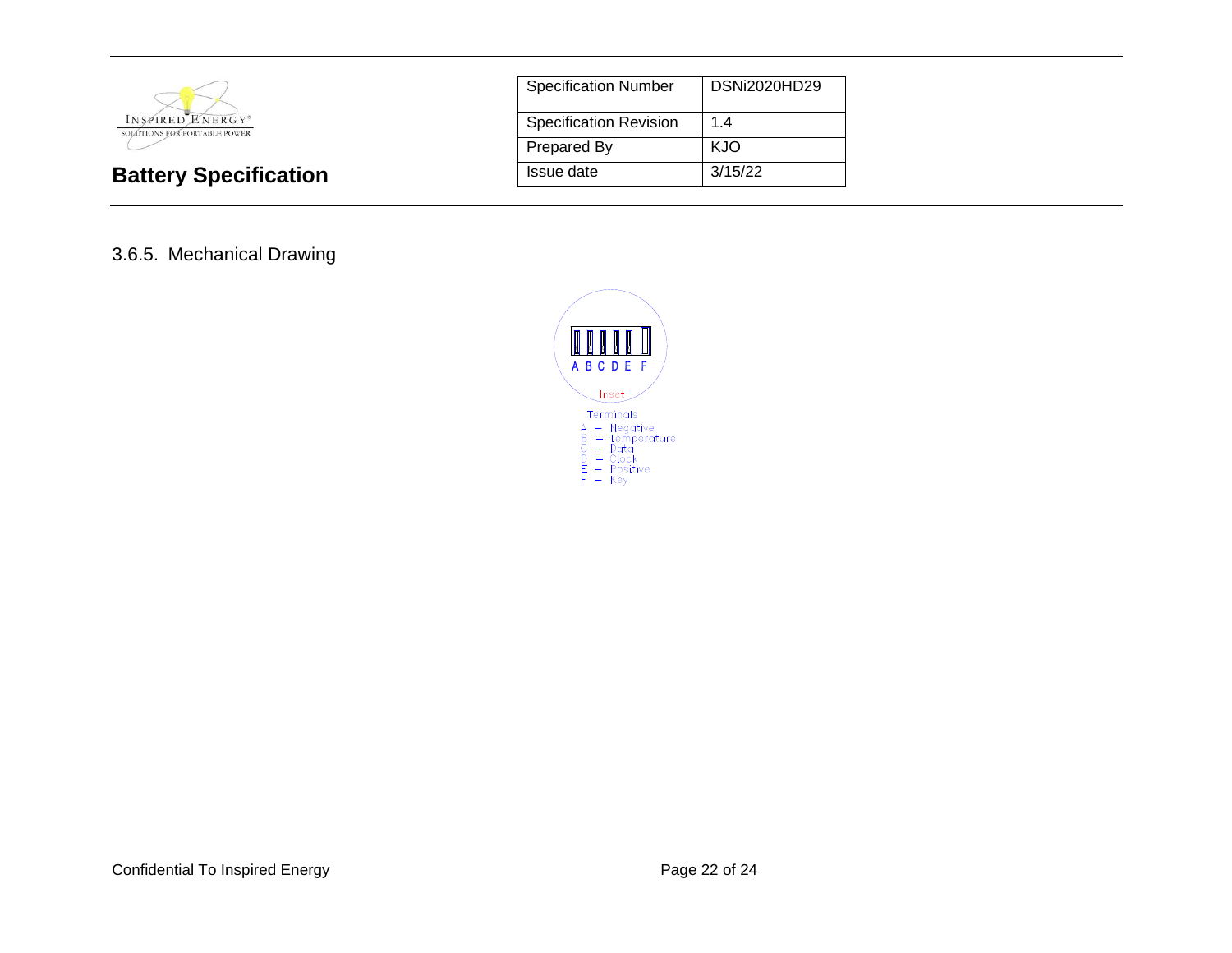### 3.6.5. Mechanical Drawing

A B C D E F

Inset

Terminals
A – Negative
B – Temperature
C – Data
D – Clock
E – Positive
F – Key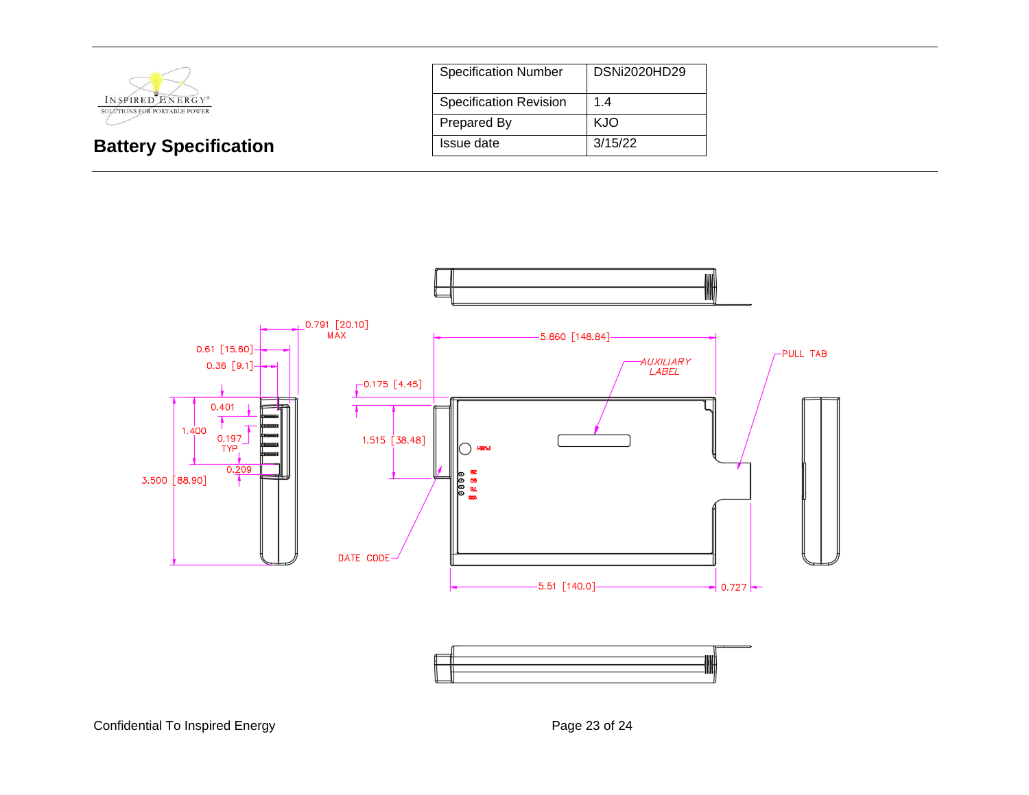**Battery Specification**

| Specification Number | DSNi2020HD29 |
|---|---|
| Specification Revision | 1.4 |
| Prepared By | KJO |
| Issue date | 3/15/22 |

0.791 [20.10] MAX

0.61 [15.60]

0.36 [9.1]

0.401

1.400

0.197 TYP

0.209

3.500 [88.90]

0.175 [4.45]

1.515 [38.48]

5.860 [148.84]

AUXILIARY LABEL

PULL TAB

DATE CODE

5.51 [140.0]

0.727

Confidential To Inspired Energy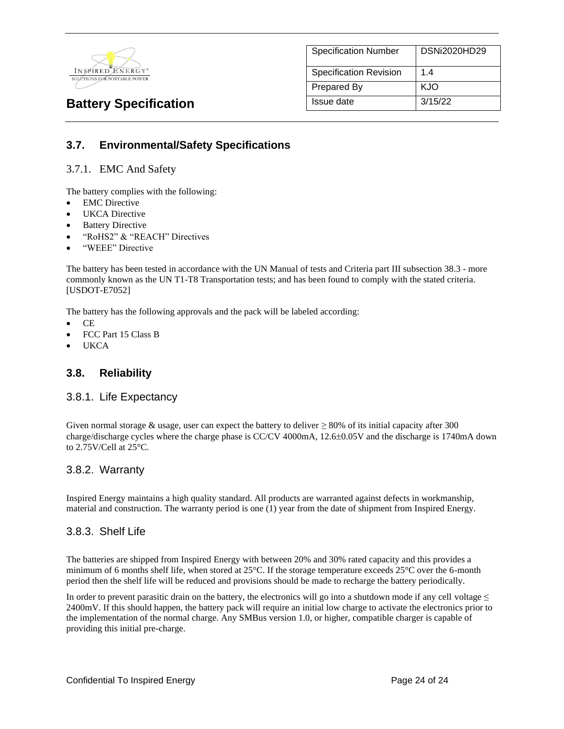## 3.7. Environmental/Safety Specifications

### 3.7.1. EMC And Safety

The battery complies with the following:

- EMC Directive
- UKCA Directive
- Battery Directive
- "RoHS2" & "REACH" Directives
- "WEEE" Directive

The battery has been tested in accordance with the UN Manual of tests and Criteria part III subsection 38.3 - more commonly known as the UN T1-T8 Transportation tests; and has been found to comply with the stated criteria. [USDOT-E7052]

The battery has the following approvals and the pack will be labeled according:

- CE
- FCC Part 15 Class B
- UKCA

## 3.8. Reliability

### 3.8.1. Life Expectancy

Given normal storage & usage, user can expect the battery to deliver ≥ 80% of its initial capacity after 300 charge/discharge cycles where the charge phase is CC/CV 4000mA, 12.6±0.05V and the discharge is 1740mA down to 2.75V/Cell at 25°C.

### 3.8.2. Warranty

Inspired Energy maintains a high quality standard. All products are warranted against defects in workmanship, material and construction. The warranty period is one (1) year from the date of shipment from Inspired Energy.

### 3.8.3. Shelf Life

The batteries are shipped from Inspired Energy with between 20% and 30% rated capacity and this provides a minimum of 6 months shelf life, when stored at 25°C. If the storage temperature exceeds 25°C over the 6-month period then the shelf life will be reduced and provisions should be made to recharge the battery periodically.

In order to prevent parasitic drain on the battery, the electronics will go into a shutdown mode if any cell voltage ≤ 2400mV. If this should happen, the battery pack will require an initial low charge to activate the electronics prior to the implementation of the normal charge. Any SMBus version 1.0, or higher, compatible charger is capable of providing this initial pre-charge.